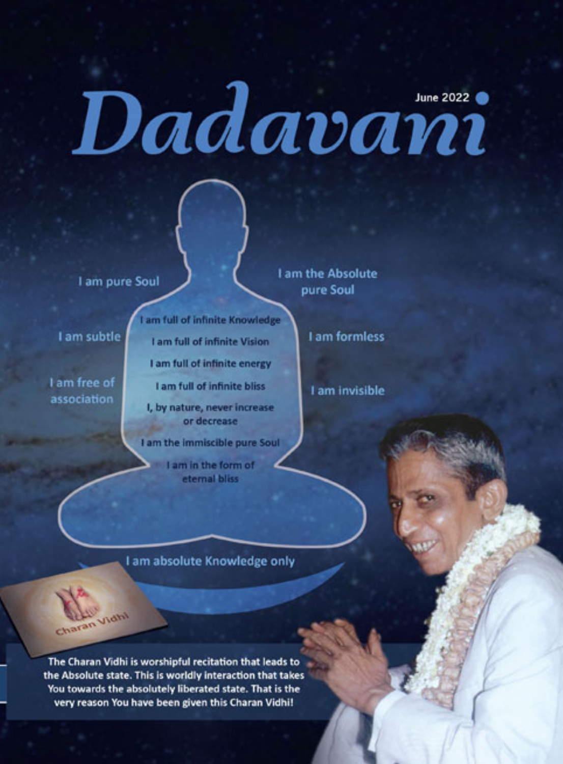# Dadavani

June 2022

I am pure Soul

I am the Absolute pure Soul

I am full of infinite Knowledge

I am subtle

I am full of infinite Vision

I am formless

I am full of infinite energy

I am free of association

I am full of infinite bliss

I am invisible

I, by nature, never increase or decrease

I am the immiscible pure Soul

I am in the form of eternal bliss

I am absolute Knowledge only

Charan Vidhi

**The Charan Vidhi is worshipful recitation that leads to the Absolute state. This is worldly interaction that takes You towards the absolutely liberated state. That is the very reason You have been given this Charan Vidhi!**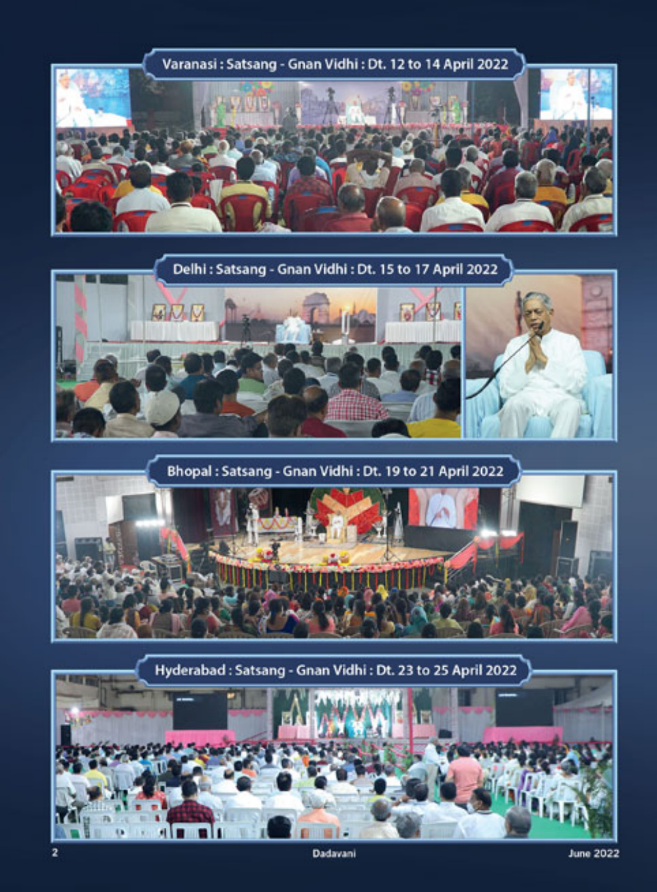Varanasi : Satsang - Gnan Vidhi : Dt. 12 to 14 April 2022

Delhi : Satsang - Gnan Vidhi : Dt. 15 to 17 April 2022

Bhopal : Satsang - Gnan Vidhi : Dt. 19 to 21 April 2022

Hyderabad : Satsang - Gnan Vidhi : Dt. 23 to 25 April 2022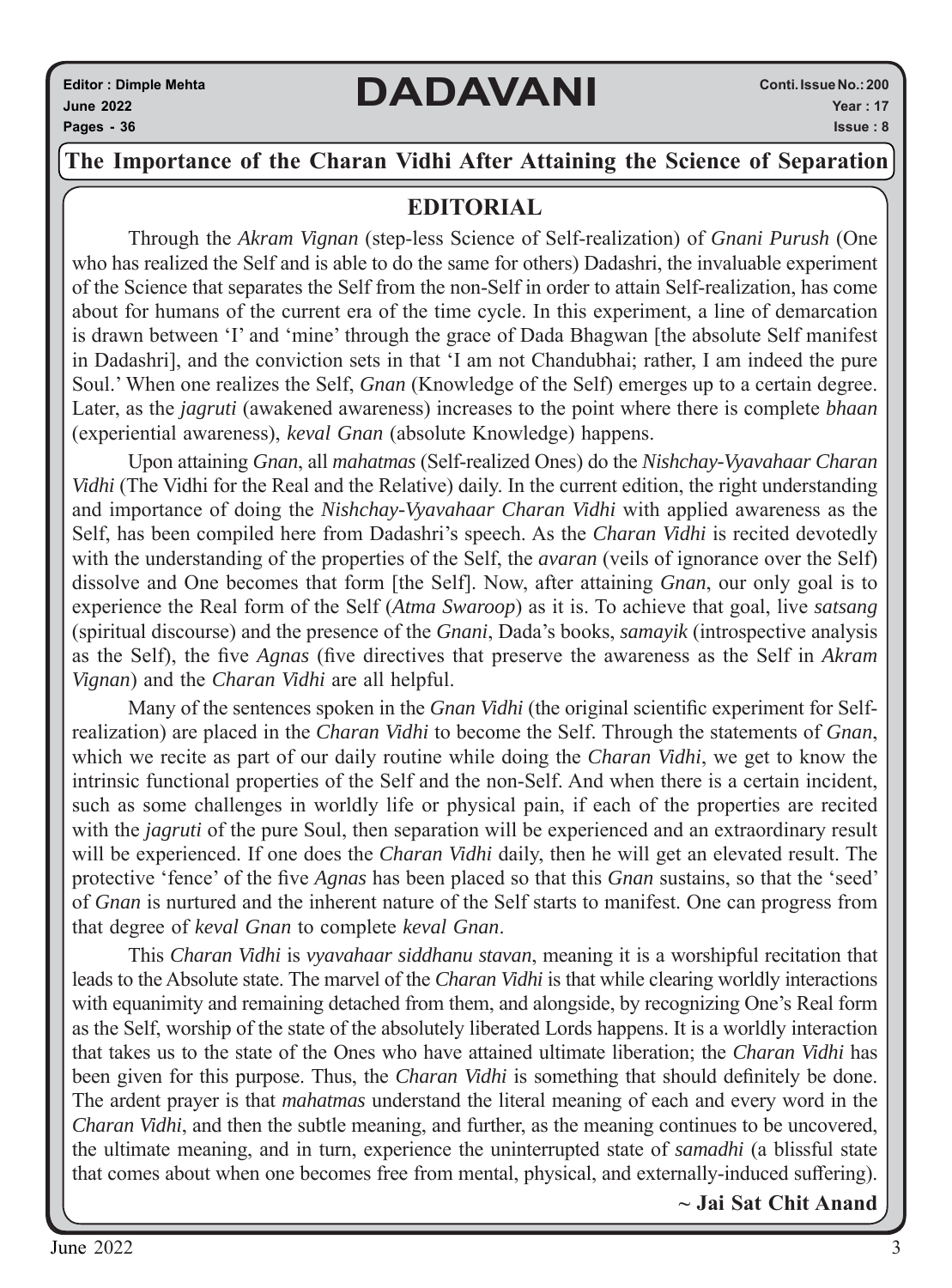## The Importance of the Charan Vidhi After Attaining the Science of Separation

### EDITORIAL

Through the *Akram Vignan* (step-less Science of Self-realization) of *Gnani Purush* (One who has realized the Self and is able to do the same for others) Dadashri, the invaluable experiment of the Science that separates the Self from the non-Self in order to attain Self-realization, has come about for humans of the current era of the time cycle. In this experiment, a line of demarcation is drawn between 'I' and 'mine' through the grace of Dada Bhagwan [the absolute Self manifest in Dadashri], and the conviction sets in that 'I am not Chandubhai; rather, I am indeed the pure Soul.' When one realizes the Self, *Gnan* (Knowledge of the Self) emerges up to a certain degree. Later, as the *jagruti* (awakened awareness) increases to the point where there is complete *bhaan* (experiential awareness), *keval Gnan* (absolute Knowledge) happens.

Upon attaining *Gnan*, all *mahatmas* (Self-realized Ones) do the *Nishchay-Vyavahaar Charan Vidhi* (The Vidhi for the Real and the Relative) daily. In the current edition, the right understanding and importance of doing the *Nishchay-Vyavahaar Charan Vidhi* with applied awareness as the Self, has been compiled here from Dadashri's speech. As the *Charan Vidhi* is recited devotedly with the understanding of the properties of the Self, the *avaran* (veils of ignorance over the Self) dissolve and One becomes that form [the Self]. Now, after attaining *Gnan*, our only goal is to experience the Real form of the Self (*Atma Swaroop*) as it is. To achieve that goal, live *satsang* (spiritual discourse) and the presence of the *Gnani*, Dada's books, *samayik* (introspective analysis as the Self), the five *Agnas* (five directives that preserve the awareness as the Self in *Akram Vignan*) and the *Charan Vidhi* are all helpful.

Many of the sentences spoken in the *Gnan Vidhi* (the original scientific experiment for Self-realization) are placed in the *Charan Vidhi* to become the Self. Through the statements of *Gnan*, which we recite as part of our daily routine while doing the *Charan Vidhi*, we get to know the intrinsic functional properties of the Self and the non-Self. And when there is a certain incident, such as some challenges in worldly life or physical pain, if each of the properties are recited with the *jagruti* of the pure Soul, then separation will be experienced and an extraordinary result will be experienced. If one does the *Charan Vidhi* daily, then he will get an elevated result. The protective 'fence' of the five *Agnas* has been placed so that this *Gnan* sustains, so that the 'seed' of *Gnan* is nurtured and the inherent nature of the Self starts to manifest. One can progress from that degree of *keval Gnan* to complete *keval Gnan*.

This *Charan Vidhi* is *vyavahaar siddhanu stavan*, meaning it is a worshipful recitation that leads to the Absolute state. The marvel of the *Charan Vidhi* is that while clearing worldly interactions with equanimity and remaining detached from them, and alongside, by recognizing One's Real form as the Self, worship of the state of the absolutely liberated Lords happens. It is a worldly interaction that takes us to the state of the Ones who have attained ultimate liberation; the *Charan Vidhi* has been given for this purpose. Thus, the *Charan Vidhi* is something that should definitely be done. The ardent prayer is that *mahatmas* understand the literal meaning of each and every word in the *Charan Vidhi*, and then the subtle meaning, and further, as the meaning continues to be uncovered, the ultimate meaning, and in turn, experience the uninterrupted state of *samadhi* (a blissful state that comes about when one becomes free from mental, physical, and externally-induced suffering).

**~ Jai Sat Chit Anand**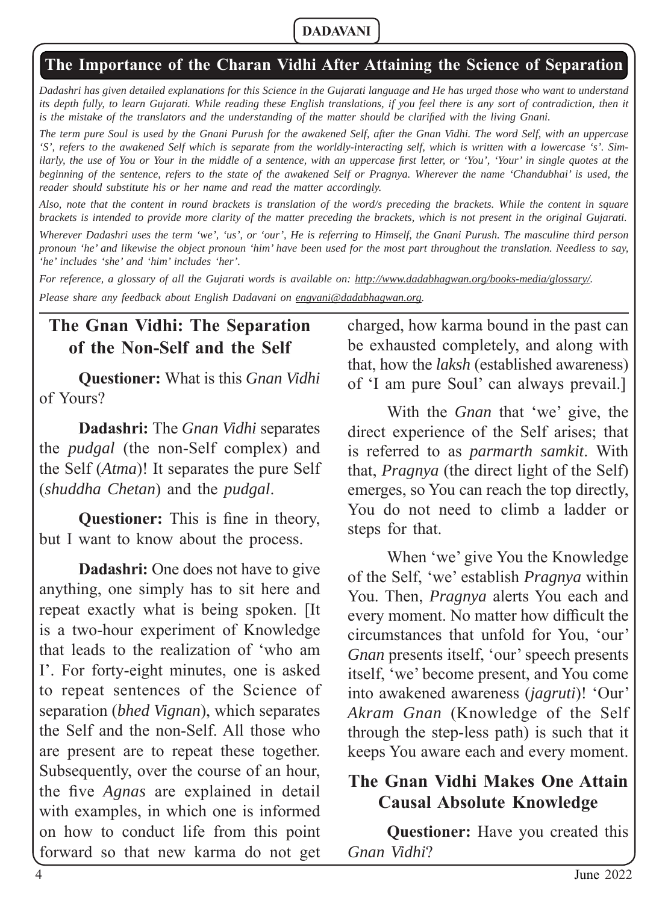## The Importance of the Charan Vidhi After Attaining the Science of Separation

*Dadashri has given detailed explanations for this Science in the Gujarati language and He has urged those who want to understand its depth fully, to learn Gujarati. While reading these English translations, if you feel there is any sort of contradiction, then it is the mistake of the translators and the understanding of the matter should be clarified with the living Gnani.*

*The term pure Soul is used by the Gnani Purush for the awakened Self, after the Gnan Vidhi. The word Self, with an uppercase 'S', refers to the awakened Self which is separate from the worldly-interacting self, which is written with a lowercase 's'. Similarly, the use of You or Your in the middle of a sentence, with an uppercase first letter, or 'You', 'Your' in single quotes at the beginning of the sentence, refers to the state of the awakened Self or Pragnya. Wherever the name 'Chandubhai' is used, the reader should substitute his or her name and read the matter accordingly.*

*Also, note that the content in round brackets is translation of the word/s preceding the brackets. While the content in square brackets is intended to provide more clarity of the matter preceding the brackets, which is not present in the original Gujarati.*

*Wherever Dadashri uses the term 'we', 'us', or 'our', He is referring to Himself, the Gnani Purush. The masculine third person pronoun 'he' and likewise the object pronoun 'him' have been used for the most part throughout the translation. Needless to say, 'he' includes 'she' and 'him' includes 'her'.*

*For reference, a glossary of all the Gujarati words is available on: http://www.dadabhagwan.org/books-media/glossary/.*

*Please share any feedback about English Dadavani on engvani@dadabhagwan.org.*

### The Gnan Vidhi: The Separation of the Non-Self and the Self

**Questioner:** What is this *Gnan Vidhi* of Yours?

**Dadashri:** The *Gnan Vidhi* separates the *pudgal* (the non-Self complex) and the Self (*Atma*)! It separates the pure Self (*shuddha Chetan*) and the *pudgal*.

**Questioner:** This is fine in theory, but I want to know about the process.

**Dadashri:** One does not have to give anything, one simply has to sit here and repeat exactly what is being spoken. [It is a two-hour experiment of Knowledge that leads to the realization of 'who am I'. For forty-eight minutes, one is asked to repeat sentences of the Science of separation (*bhed Vignan*), which separates the Self and the non-Self. All those who are present are to repeat these together. Subsequently, over the course of an hour, the five *Agnas* are explained in detail with examples, in which one is informed on how to conduct life from this point forward so that new karma do not get charged, how karma bound in the past can be exhausted completely, and along with that, how the *laksh* (established awareness) of 'I am pure Soul' can always prevail.]

With the *Gnan* that 'we' give, the direct experience of the Self arises; that is referred to as *parmarth samkit*. With that, *Pragnya* (the direct light of the Self) emerges, so You can reach the top directly, You do not need to climb a ladder or steps for that.

When 'we' give You the Knowledge of the Self, 'we' establish *Pragnya* within You. Then, *Pragnya* alerts You each and every moment. No matter how difficult the circumstances that unfold for You, 'our' *Gnan* presents itself, 'our' speech presents itself, 'we' become present, and You come into awakened awareness (*jagruti*)! 'Our' *Akram Gnan* (Knowledge of the Self through the step-less path) is such that it keeps You aware each and every moment.

### The Gnan Vidhi Makes One Attain Causal Absolute Knowledge

**Questioner:** Have you created this *Gnan Vidhi*?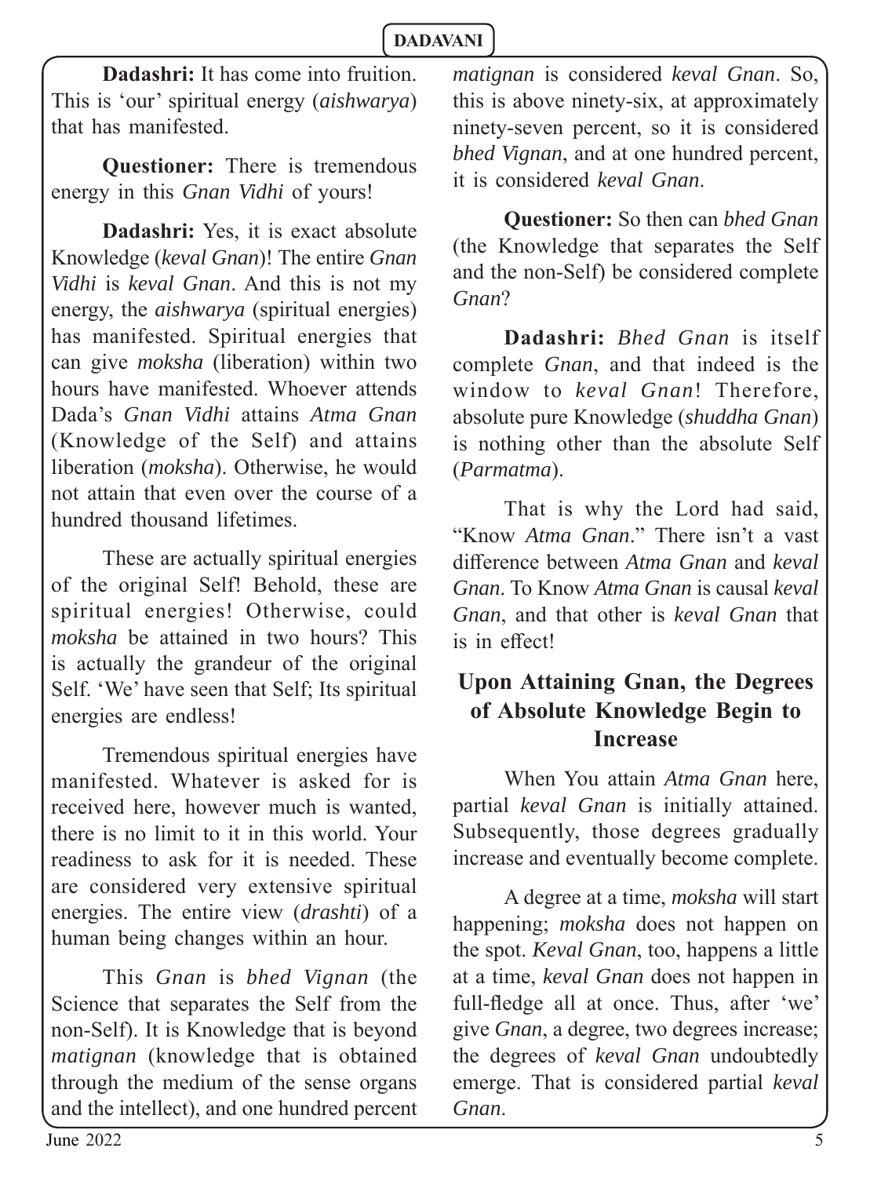**Dadashri:** It has come into fruition. This is 'our' spiritual energy (*aishwarya*) that has manifested.

**Questioner:** There is tremendous energy in this *Gnan Vidhi* of yours!

**Dadashri:** Yes, it is exact absolute Knowledge (*keval Gnan*)! The entire *Gnan Vidhi* is *keval Gnan*. And this is not my energy, the *aishwarya* (spiritual energies) has manifested. Spiritual energies that can give *moksha* (liberation) within two hours have manifested. Whoever attends Dada's *Gnan Vidhi* attains *Atma Gnan* (Knowledge of the Self) and attains liberation (*moksha*). Otherwise, he would not attain that even over the course of a hundred thousand lifetimes.

These are actually spiritual energies of the original Self! Behold, these are spiritual energies! Otherwise, could *moksha* be attained in two hours? This is actually the grandeur of the original Self. 'We' have seen that Self; Its spiritual energies are endless!

Tremendous spiritual energies have manifested. Whatever is asked for is received here, however much is wanted, there is no limit to it in this world. Your readiness to ask for it is needed. These are considered very extensive spiritual energies. The entire view (*drashti*) of a human being changes within an hour.

This *Gnan* is *bhed Vignan* (the Science that separates the Self from the non-Self). It is Knowledge that is beyond *matignan* (knowledge that is obtained through the medium of the sense organs and the intellect), and one hundred percent *matignan* is considered *keval Gnan*. So, this is above ninety-six, at approximately ninety-seven percent, so it is considered *bhed Vignan*, and at one hundred percent, it is considered *keval Gnan*.

**Questioner:** So then can *bhed Gnan* (the Knowledge that separates the Self and the non-Self) be considered complete *Gnan*?

**Dadashri:** *Bhed Gnan* is itself complete *Gnan*, and that indeed is the window to *keval Gnan*! Therefore, absolute pure Knowledge (*shuddha Gnan*) is nothing other than the absolute Self (*Parmatma*).

That is why the Lord had said, "Know *Atma Gnan*." There isn't a vast difference between *Atma Gnan* and *keval Gnan*. To Know *Atma Gnan* is causal *keval Gnan*, and that other is *keval Gnan* that is in effect!

## Upon Attaining Gnan, the Degrees of Absolute Knowledge Begin to Increase

When You attain *Atma Gnan* here, partial *keval Gnan* is initially attained. Subsequently, those degrees gradually increase and eventually become complete.

A degree at a time, *moksha* will start happening; *moksha* does not happen on the spot. *Keval Gnan*, too, happens a little at a time, *keval Gnan* does not happen in full-fledge all at once. Thus, after 'we' give *Gnan*, a degree, two degrees increase; the degrees of *keval Gnan* undoubtedly emerge. That is considered partial *keval Gnan*.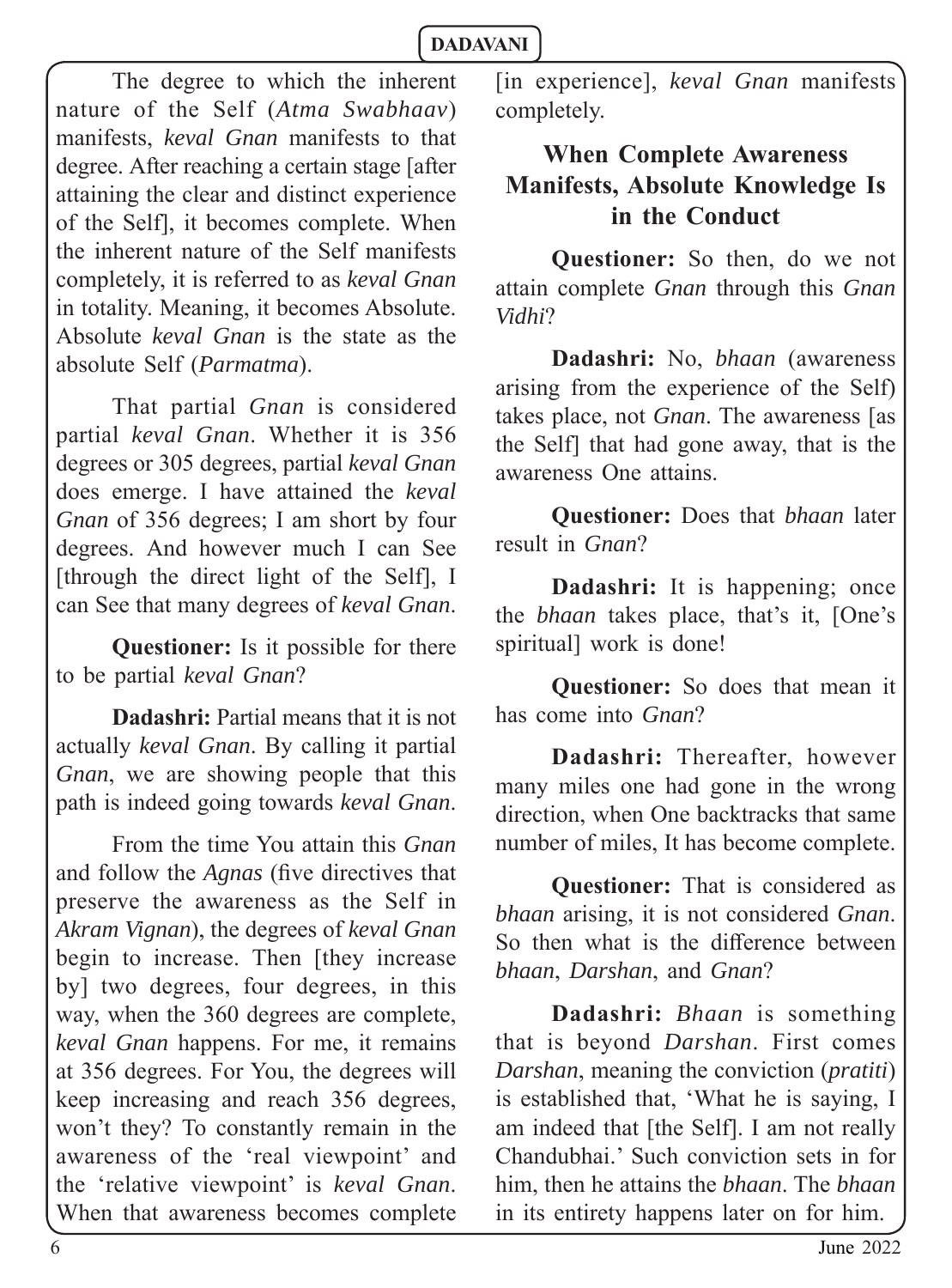The degree to which the inherent nature of the Self (*Atma Swabhaav*) manifests, *keval Gnan* manifests to that degree. After reaching a certain stage [after attaining the clear and distinct experience of the Self], it becomes complete. When the inherent nature of the Self manifests completely, it is referred to as *keval Gnan* in totality. Meaning, it becomes Absolute. Absolute *keval Gnan* is the state as the absolute Self (*Parmatma*).

That partial *Gnan* is considered partial *keval Gnan*. Whether it is 356 degrees or 305 degrees, partial *keval Gnan* does emerge. I have attained the *keval Gnan* of 356 degrees; I am short by four degrees. And however much I can See [through the direct light of the Self], I can See that many degrees of *keval Gnan*.

**Questioner:** Is it possible for there to be partial *keval Gnan*?

**Dadashri:** Partial means that it is not actually *keval Gnan*. By calling it partial *Gnan*, we are showing people that this path is indeed going towards *keval Gnan*.

From the time You attain this *Gnan* and follow the *Agnas* (five directives that preserve the awareness as the Self in *Akram Vignan*), the degrees of *keval Gnan* begin to increase. Then [they increase by] two degrees, four degrees, in this way, when the 360 degrees are complete, *keval Gnan* happens. For me, it remains at 356 degrees. For You, the degrees will keep increasing and reach 356 degrees, won't they? To constantly remain in the awareness of the 'real viewpoint' and the 'relative viewpoint' is *keval Gnan*. When that awareness becomes complete [in experience], *keval Gnan* manifests completely.

## When Complete Awareness Manifests, Absolute Knowledge Is in the Conduct

**Questioner:** So then, do we not attain complete *Gnan* through this *Gnan Vidhi*?

**Dadashri:** No, *bhaan* (awareness arising from the experience of the Self) takes place, not *Gnan*. The awareness [as the Self] that had gone away, that is the awareness One attains.

**Questioner:** Does that *bhaan* later result in *Gnan*?

**Dadashri:** It is happening; once the *bhaan* takes place, that's it, [One's spiritual] work is done!

**Questioner:** So does that mean it has come into *Gnan*?

**Dadashri:** Thereafter, however many miles one had gone in the wrong direction, when One backtracks that same number of miles, It has become complete.

**Questioner:** That is considered as *bhaan* arising, it is not considered *Gnan*. So then what is the difference between *bhaan*, *Darshan*, and *Gnan*?

**Dadashri:** *Bhaan* is something that is beyond *Darshan*. First comes *Darshan*, meaning the conviction (*pratiti*) is established that, 'What he is saying, I am indeed that [the Self]. I am not really Chandubhai.' Such conviction sets in for him, then he attains the *bhaan*. The *bhaan* in its entirety happens later on for him.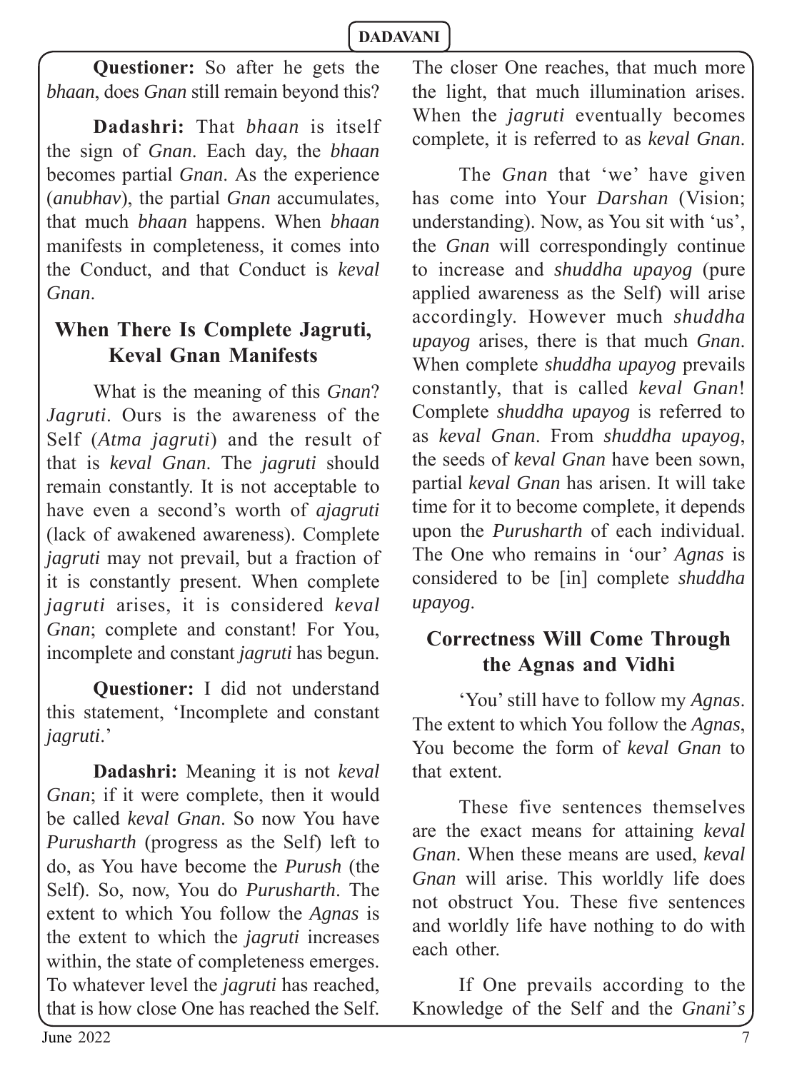**Questioner:** So after he gets the *bhaan*, does *Gnan* still remain beyond this?

**Dadashri:** That *bhaan* is itself the sign of *Gnan*. Each day, the *bhaan* becomes partial *Gnan*. As the experience (*anubhav*), the partial *Gnan* accumulates, that much *bhaan* happens. When *bhaan* manifests in completeness, it comes into the Conduct, and that Conduct is *keval Gnan*.

## When There Is Complete Jagruti, Keval Gnan Manifests

What is the meaning of this *Gnan*? *Jagruti*. Ours is the awareness of the Self (*Atma jagruti*) and the result of that is *keval Gnan*. The *jagruti* should remain constantly. It is not acceptable to have even a second's worth of *ajagruti* (lack of awakened awareness). Complete *jagruti* may not prevail, but a fraction of it is constantly present. When complete *jagruti* arises, it is considered *keval Gnan*; complete and constant! For You, incomplete and constant *jagruti* has begun.

**Questioner:** I did not understand this statement, 'Incomplete and constant *jagruti*.'

**Dadashri:** Meaning it is not *keval Gnan*; if it were complete, then it would be called *keval Gnan*. So now You have *Purusharth* (progress as the Self) left to do, as You have become the *Purush* (the Self). So, now, You do *Purusharth*. The extent to which You follow the *Agnas* is the extent to which the *jagruti* increases within, the state of completeness emerges. To whatever level the *jagruti* has reached, that is how close One has reached the Self. The closer One reaches, that much more the light, that much illumination arises. When the *jagruti* eventually becomes complete, it is referred to as *keval Gnan*.

The *Gnan* that 'we' have given has come into Your *Darshan* (Vision; understanding). Now, as You sit with 'us', the *Gnan* will correspondingly continue to increase and *shuddha upayog* (pure applied awareness as the Self) will arise accordingly. However much *shuddha upayog* arises, there is that much *Gnan*. When complete *shuddha upayog* prevails constantly, that is called *keval Gnan*! Complete *shuddha upayog* is referred to as *keval Gnan*. From *shuddha upayog*, the seeds of *keval Gnan* have been sown, partial *keval Gnan* has arisen. It will take time for it to become complete, it depends upon the *Purusharth* of each individual. The One who remains in 'our' *Agnas* is considered to be [in] complete *shuddha upayog*.

## Correctness Will Come Through the Agnas and Vidhi

'You' still have to follow my *Agnas*. The extent to which You follow the *Agnas*, You become the form of *keval Gnan* to that extent.

These five sentences themselves are the exact means for attaining *keval Gnan*. When these means are used, *keval Gnan* will arise. This worldly life does not obstruct You. These five sentences and worldly life have nothing to do with each other.

If One prevails according to the Knowledge of the Self and the *Gnani's*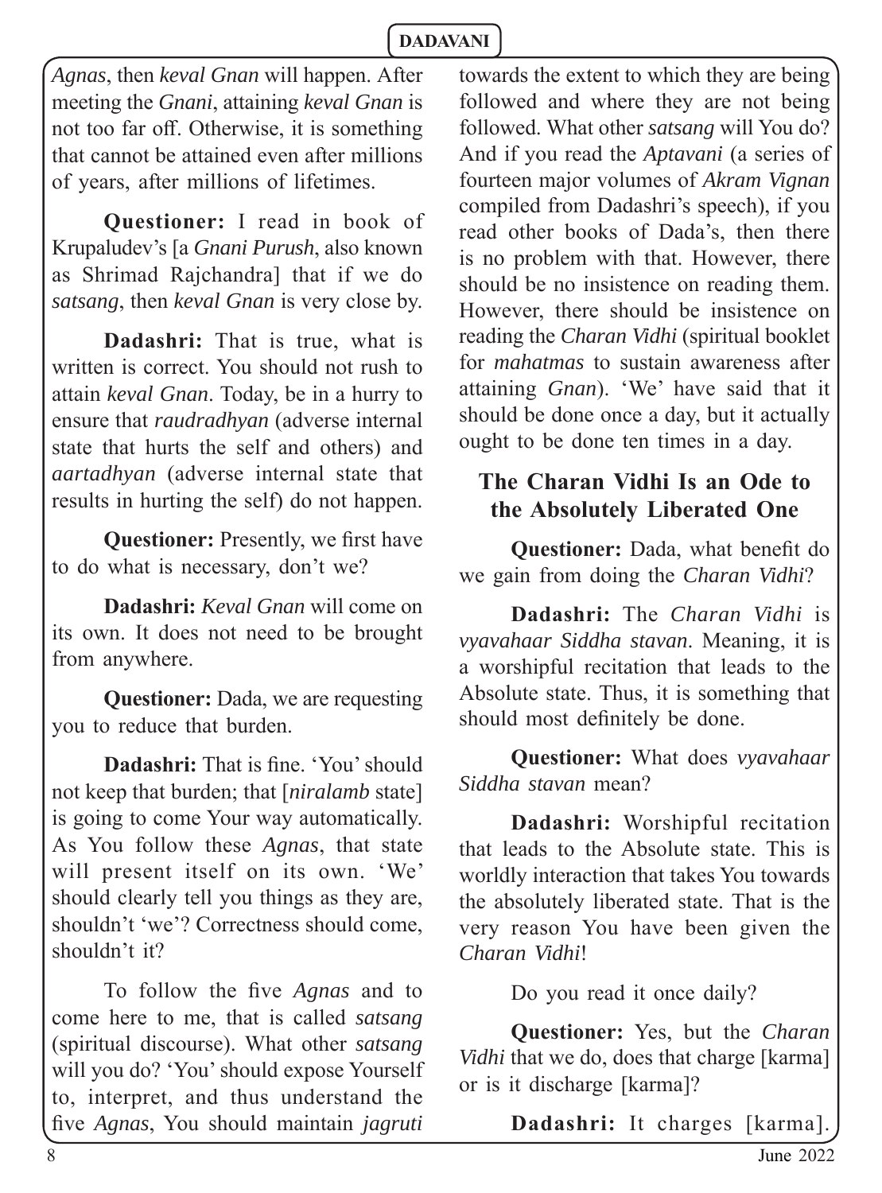*Agnas*, then *keval Gnan* will happen. After meeting the *Gnani*, attaining *keval Gnan* is not too far off. Otherwise, it is something that cannot be attained even after millions of years, after millions of lifetimes.

**Questioner:** I read in book of Krupaludev's [a *Gnani Purush*, also known as Shrimad Rajchandra] that if we do *satsang*, then *keval Gnan* is very close by.

**Dadashri:** That is true, what is written is correct. You should not rush to attain *keval Gnan*. Today, be in a hurry to ensure that *raudradhyan* (adverse internal state that hurts the self and others) and *aartadhyan* (adverse internal state that results in hurting the self) do not happen.

**Questioner:** Presently, we first have to do what is necessary, don't we?

**Dadashri:** *Keval Gnan* will come on its own. It does not need to be brought from anywhere.

**Questioner:** Dada, we are requesting you to reduce that burden.

**Dadashri:** That is fine. 'You' should not keep that burden; that [*niralamb* state] is going to come Your way automatically. As You follow these *Agnas*, that state will present itself on its own. 'We' should clearly tell you things as they are, shouldn't 'we'? Correctness should come, shouldn't it?

To follow the five *Agnas* and to come here to me, that is called *satsang* (spiritual discourse). What other *satsang* will you do? 'You' should expose Yourself to, interpret, and thus understand the five *Agnas*, You should maintain *jagruti* towards the extent to which they are being followed and where they are not being followed. What other *satsang* will You do? And if you read the *Aptavani* (a series of fourteen major volumes of *Akram Vignan* compiled from Dadashri's speech), if you read other books of Dada's, then there is no problem with that. However, there should be no insistence on reading them. However, there should be insistence on reading the *Charan Vidhi* (spiritual booklet for *mahatmas* to sustain awareness after attaining *Gnan*). 'We' have said that it should be done once a day, but it actually ought to be done ten times in a day.

## The Charan Vidhi Is an Ode to the Absolutely Liberated One

**Questioner:** Dada, what benefit do we gain from doing the *Charan Vidhi*?

**Dadashri:** The *Charan Vidhi* is *vyavahaar Siddha stavan*. Meaning, it is a worshipful recitation that leads to the Absolute state. Thus, it is something that should most definitely be done.

**Questioner:** What does *vyavahaar Siddha stavan* mean?

**Dadashri:** Worshipful recitation that leads to the Absolute state. This is worldly interaction that takes You towards the absolutely liberated state. That is the very reason You have been given the *Charan Vidhi*!

Do you read it once daily?

**Questioner:** Yes, but the *Charan Vidhi* that we do, does that charge [karma] or is it discharge [karma]?

**Dadashri:** It charges [karma].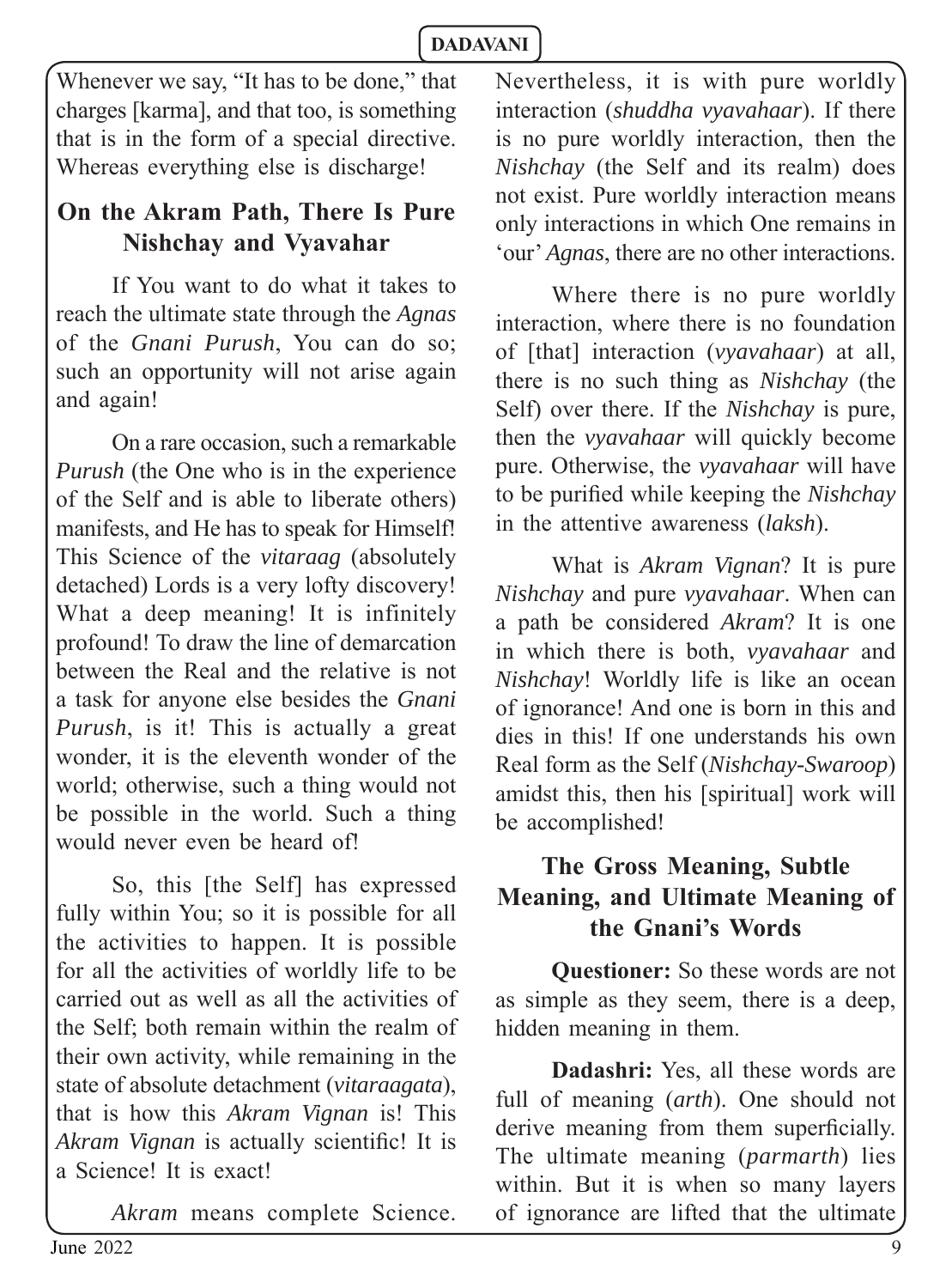Whenever we say, "It has to be done," that charges [karma], and that too, is something that is in the form of a special directive. Whereas everything else is discharge!

## On the Akram Path, There Is Pure Nishchay and Vyavahar

If You want to do what it takes to reach the ultimate state through the *Agnas* of the *Gnani Purush*, You can do so; such an opportunity will not arise again and again!

On a rare occasion, such a remarkable *Purush* (the One who is in the experience of the Self and is able to liberate others) manifests, and He has to speak for Himself! This Science of the *vitaraag* (absolutely detached) Lords is a very lofty discovery! What a deep meaning! It is infinitely profound! To draw the line of demarcation between the Real and the relative is not a task for anyone else besides the *Gnani Purush*, is it! This is actually a great wonder, it is the eleventh wonder of the world; otherwise, such a thing would not be possible in the world. Such a thing would never even be heard of!

So, this [the Self] has expressed fully within You; so it is possible for all the activities to happen. It is possible for all the activities of worldly life to be carried out as well as all the activities of the Self; both remain within the realm of their own activity, while remaining in the state of absolute detachment (*vitaraagata*), that is how this *Akram Vignan* is! This *Akram Vignan* is actually scientific! It is a Science! It is exact!

*Akram* means complete Science. Nevertheless, it is with pure worldly interaction (*shuddha vyavahaar*). If there is no pure worldly interaction, then the *Nishchay* (the Self and its realm) does not exist. Pure worldly interaction means only interactions in which One remains in 'our' *Agnas*, there are no other interactions.

Where there is no pure worldly interaction, where there is no foundation of [that] interaction (*vyavahaar*) at all, there is no such thing as *Nishchay* (the Self) over there. If the *Nishchay* is pure, then the *vyavahaar* will quickly become pure. Otherwise, the *vyavahaar* will have to be purified while keeping the *Nishchay* in the attentive awareness (*laksh*).

What is *Akram Vignan*? It is pure *Nishchay* and pure *vyavahaar*. When can a path be considered *Akram*? It is one in which there is both, *vyavahaar* and *Nishchay*! Worldly life is like an ocean of ignorance! And one is born in this and dies in this! If one understands his own Real form as the Self (*Nishchay-Swaroop*) amidst this, then his [spiritual] work will be accomplished!

## The Gross Meaning, Subtle Meaning, and Ultimate Meaning of the Gnani's Words

**Questioner:** So these words are not as simple as they seem, there is a deep, hidden meaning in them.

**Dadashri:** Yes, all these words are full of meaning (*arth*). One should not derive meaning from them superficially. The ultimate meaning (*parmarth*) lies within. But it is when so many layers of ignorance are lifted that the ultimate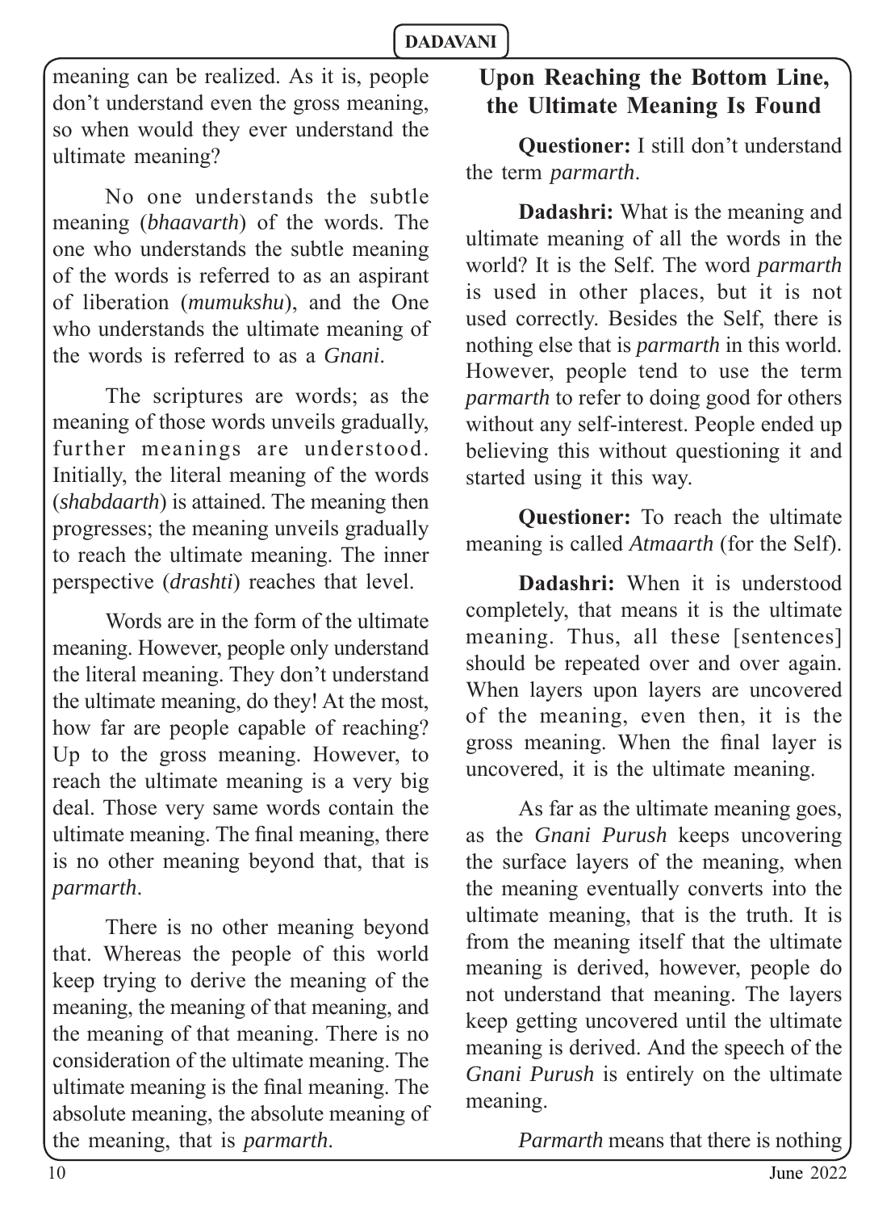meaning can be realized. As it is, people don't understand even the gross meaning, so when would they ever understand the ultimate meaning?

No one understands the subtle meaning (*bhaavarth*) of the words. The one who understands the subtle meaning of the words is referred to as an aspirant of liberation (*mumukshu*), and the One who understands the ultimate meaning of the words is referred to as a *Gnani*.

The scriptures are words; as the meaning of those words unveils gradually, further meanings are understood. Initially, the literal meaning of the words (*shabdaarth*) is attained. The meaning then progresses; the meaning unveils gradually to reach the ultimate meaning. The inner perspective (*drashti*) reaches that level.

Words are in the form of the ultimate meaning. However, people only understand the literal meaning. They don't understand the ultimate meaning, do they! At the most, how far are people capable of reaching? Up to the gross meaning. However, to reach the ultimate meaning is a very big deal. Those very same words contain the ultimate meaning. The final meaning, there is no other meaning beyond that, that is *parmarth*.

There is no other meaning beyond that. Whereas the people of this world keep trying to derive the meaning of the meaning, the meaning of that meaning, and the meaning of that meaning. There is no consideration of the ultimate meaning. The ultimate meaning is the final meaning. The absolute meaning, the absolute meaning of the meaning, that is *parmarth*.

## Upon Reaching the Bottom Line, the Ultimate Meaning Is Found

**Questioner:** I still don't understand the term *parmarth*.

**Dadashri:** What is the meaning and ultimate meaning of all the words in the world? It is the Self. The word *parmarth* is used in other places, but it is not used correctly. Besides the Self, there is nothing else that is *parmarth* in this world. However, people tend to use the term *parmarth* to refer to doing good for others without any self-interest. People ended up believing this without questioning it and started using it this way.

**Questioner:** To reach the ultimate meaning is called *Atmaarth* (for the Self).

**Dadashri:** When it is understood completely, that means it is the ultimate meaning. Thus, all these [sentences] should be repeated over and over again. When layers upon layers are uncovered of the meaning, even then, it is the gross meaning. When the final layer is uncovered, it is the ultimate meaning.

As far as the ultimate meaning goes, as the *Gnani Purush* keeps uncovering the surface layers of the meaning, when the meaning eventually converts into the ultimate meaning, that is the truth. It is from the meaning itself that the ultimate meaning is derived, however, people do not understand that meaning. The layers keep getting uncovered until the ultimate meaning is derived. And the speech of the *Gnani Purush* is entirely on the ultimate meaning.

*Parmarth* means that there is nothing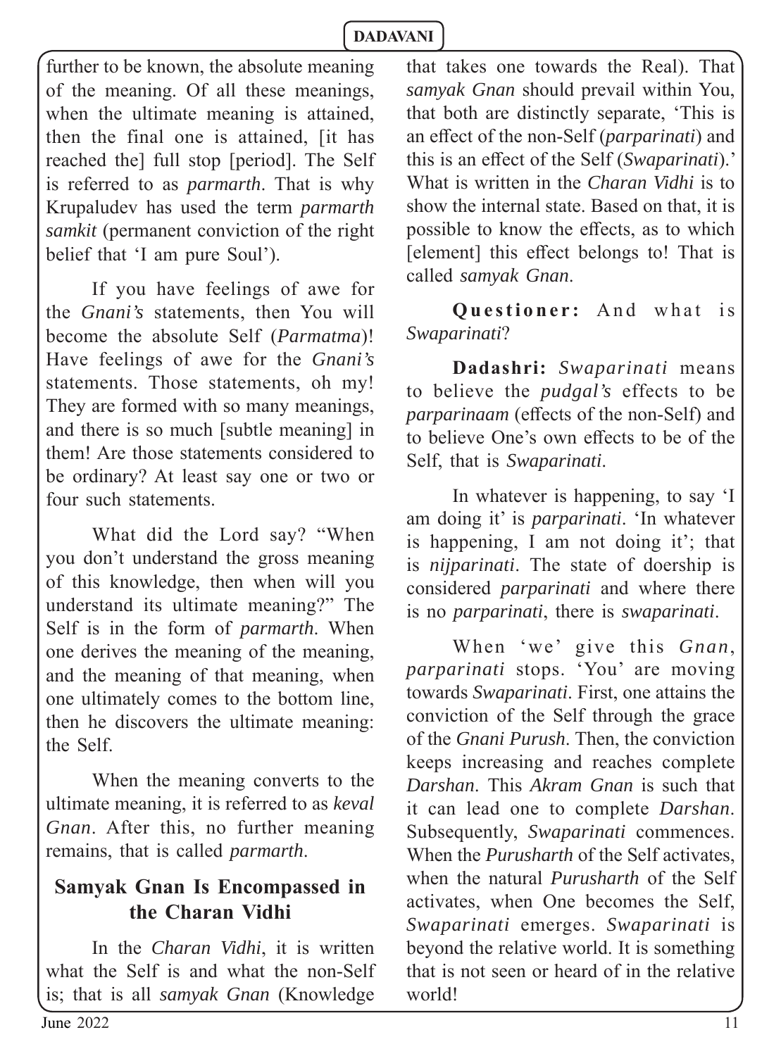further to be known, the absolute meaning of the meaning. Of all these meanings, when the ultimate meaning is attained, then the final one is attained, [it has reached the] full stop [period]. The Self is referred to as *parmarth*. That is why Krupaludev has used the term *parmarth samkit* (permanent conviction of the right belief that 'I am pure Soul').

If you have feelings of awe for the *Gnani's* statements, then You will become the absolute Self (*Parmatma*)! Have feelings of awe for the *Gnani's* statements. Those statements, oh my! They are formed with so many meanings, and there is so much [subtle meaning] in them! Are those statements considered to be ordinary? At least say one or two or four such statements.

What did the Lord say? "When you don't understand the gross meaning of this knowledge, then when will you understand its ultimate meaning?" The Self is in the form of *parmarth*. When one derives the meaning of the meaning, and the meaning of that meaning, when one ultimately comes to the bottom line, then he discovers the ultimate meaning: the Self.

When the meaning converts to the ultimate meaning, it is referred to as *keval Gnan*. After this, no further meaning remains, that is called *parmarth*.

## Samyak Gnan Is Encompassed in the Charan Vidhi

In the *Charan Vidhi*, it is written what the Self is and what the non-Self is; that is all *samyak Gnan* (Knowledge that takes one towards the Real). That *samyak Gnan* should prevail within You, that both are distinctly separate, 'This is an effect of the non-Self (*parparinati*) and this is an effect of the Self (*Swaparinati*).' What is written in the *Charan Vidhi* is to show the internal state. Based on that, it is possible to know the effects, as to which [element] this effect belongs to! That is called *samyak Gnan*.

**Questioner:** And what is *Swaparinati*?

**Dadashri:** *Swaparinati* means to believe the *pudgal's* effects to be *parparinaam* (effects of the non-Self) and to believe One's own effects to be of the Self, that is *Swaparinati*.

In whatever is happening, to say 'I am doing it' is *parparinati*. 'In whatever is happening, I am not doing it'; that is *nijparinati*. The state of doership is considered *parparinati* and where there is no *parparinati*, there is *swaparinati*.

When 'we' give this *Gnan*, *parparinati* stops. 'You' are moving towards *Swaparinati*. First, one attains the conviction of the Self through the grace of the *Gnani Purush*. Then, the conviction keeps increasing and reaches complete *Darshan*. This *Akram Gnan* is such that it can lead one to complete *Darshan*. Subsequently, *Swaparinati* commences. When the *Purusharth* of the Self activates, when the natural *Purusharth* of the Self activates, when One becomes the Self, *Swaparinati* emerges. *Swaparinati* is beyond the relative world. It is something that is not seen or heard of in the relative world!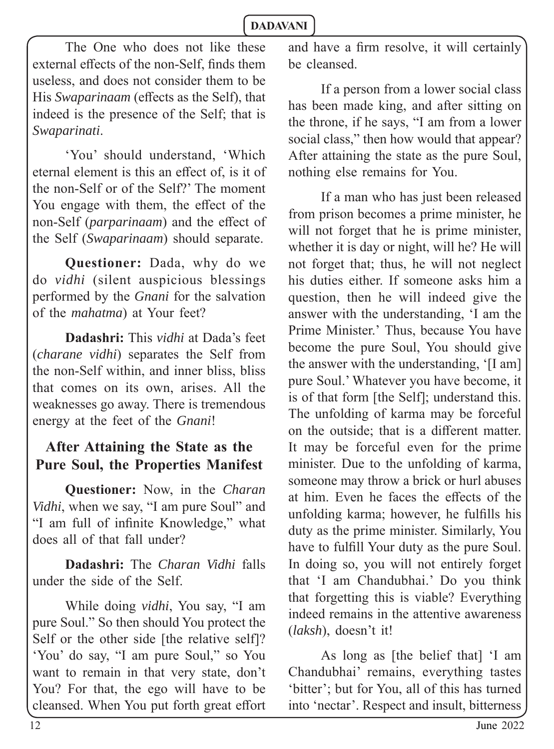The One who does not like these external effects of the non-Self, finds them useless, and does not consider them to be His *Swaparinaam* (effects as the Self), that indeed is the presence of the Self; that is *Swaparinati*.

'You' should understand, 'Which eternal element is this an effect of, is it of the non-Self or of the Self?' The moment You engage with them, the effect of the non-Self (*parparinaam*) and the effect of the Self (*Swaparinaam*) should separate.

**Questioner:** Dada, why do we do *vidhi* (silent auspicious blessings performed by the *Gnani* for the salvation of the *mahatma*) at Your feet?

**Dadashri:** This *vidhi* at Dada's feet (*charane vidhi*) separates the Self from the non-Self within, and inner bliss, bliss that comes on its own, arises. All the weaknesses go away. There is tremendous energy at the feet of the *Gnani*!

## After Attaining the State as the Pure Soul, the Properties Manifest

**Questioner:** Now, in the *Charan Vidhi*, when we say, "I am pure Soul" and "I am full of infinite Knowledge," what does all of that fall under?

**Dadashri:** The *Charan Vidhi* falls under the side of the Self.

While doing *vidhi*, You say, "I am pure Soul." So then should You protect the Self or the other side [the relative self]? 'You' do say, "I am pure Soul," so You want to remain in that very state, don't You? For that, the ego will have to be cleansed. When You put forth great effort and have a firm resolve, it will certainly be cleansed.

If a person from a lower social class has been made king, and after sitting on the throne, if he says, "I am from a lower social class," then how would that appear? After attaining the state as the pure Soul, nothing else remains for You.

If a man who has just been released from prison becomes a prime minister, he will not forget that he is prime minister, whether it is day or night, will he? He will not forget that; thus, he will not neglect his duties either. If someone asks him a question, then he will indeed give the answer with the understanding, 'I am the Prime Minister.' Thus, because You have become the pure Soul, You should give the answer with the understanding, '[I am] pure Soul.' Whatever you have become, it is of that form [the Self]; understand this. The unfolding of karma may be forceful on the outside; that is a different matter. It may be forceful even for the prime minister. Due to the unfolding of karma, someone may throw a brick or hurl abuses at him. Even he faces the effects of the unfolding karma; however, he fulfills his duty as the prime minister. Similarly, You have to fulfill Your duty as the pure Soul. In doing so, you will not entirely forget that 'I am Chandubhai.' Do you think that forgetting this is viable? Everything indeed remains in the attentive awareness (*laksh*), doesn't it!

As long as [the belief that] 'I am Chandubhai' remains, everything tastes 'bitter'; but for You, all of this has turned into 'nectar'. Respect and insult, bitterness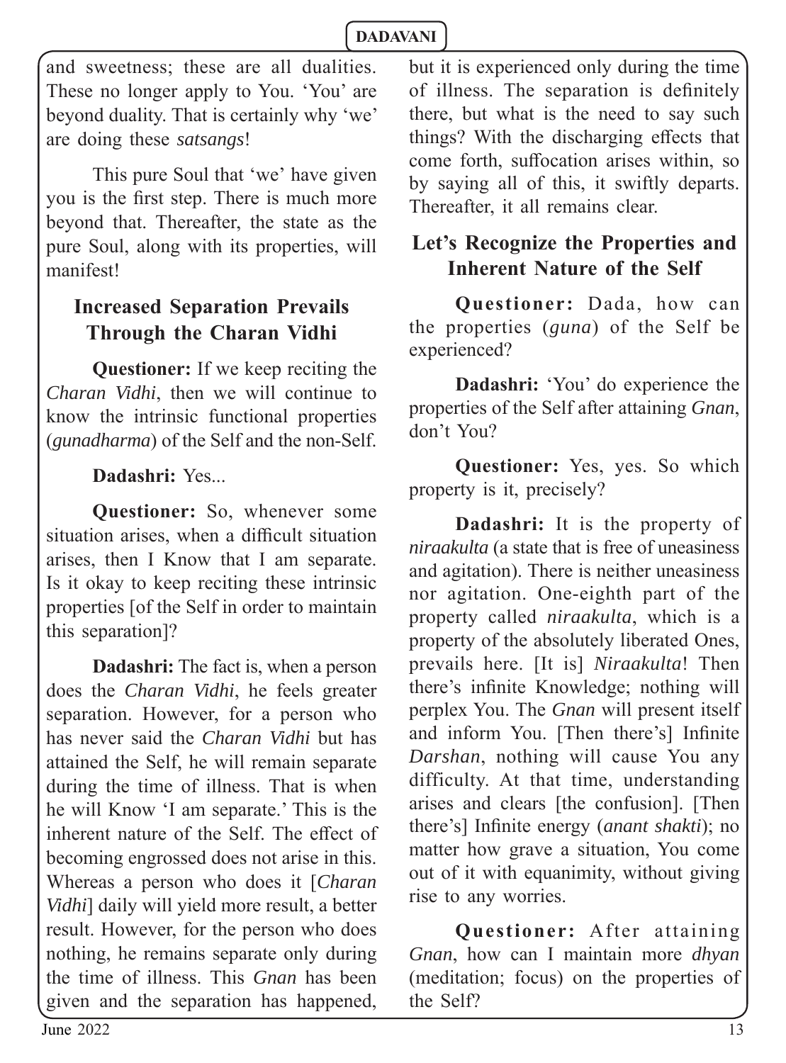and sweetness; these are all dualities. These no longer apply to You. 'You' are beyond duality. That is certainly why 'we' are doing these *satsangs*!

This pure Soul that 'we' have given you is the first step. There is much more beyond that. Thereafter, the state as the pure Soul, along with its properties, will manifest!

## Increased Separation Prevails Through the Charan Vidhi

**Questioner:** If we keep reciting the *Charan Vidhi*, then we will continue to know the intrinsic functional properties (*gunadharma*) of the Self and the non-Self.

**Dadashri:** Yes...

**Questioner:** So, whenever some situation arises, when a difficult situation arises, then I Know that I am separate. Is it okay to keep reciting these intrinsic properties [of the Self in order to maintain this separation]?

**Dadashri:** The fact is, when a person does the *Charan Vidhi*, he feels greater separation. However, for a person who has never said the *Charan Vidhi* but has attained the Self, he will remain separate during the time of illness. That is when he will Know 'I am separate.' This is the inherent nature of the Self. The effect of becoming engrossed does not arise in this. Whereas a person who does it [*Charan Vidhi*] daily will yield more result, a better result. However, for the person who does nothing, he remains separate only during the time of illness. This *Gnan* has been given and the separation has happened, but it is experienced only during the time of illness. The separation is definitely there, but what is the need to say such things? With the discharging effects that come forth, suffocation arises within, so by saying all of this, it swiftly departs. Thereafter, it all remains clear.

## Let's Recognize the Properties and Inherent Nature of the Self

**Questioner:** Dada, how can the properties (*guna*) of the Self be experienced?

**Dadashri:** 'You' do experience the properties of the Self after attaining *Gnan*, don't You?

**Questioner:** Yes, yes. So which property is it, precisely?

**Dadashri:** It is the property of *niraakulta* (a state that is free of uneasiness and agitation). There is neither uneasiness nor agitation. One-eighth part of the property called *niraakulta*, which is a property of the absolutely liberated Ones, prevails here. [It is] *Niraakulta*! Then there's infinite Knowledge; nothing will perplex You. The *Gnan* will present itself and inform You. [Then there's] Infinite *Darshan*, nothing will cause You any difficulty. At that time, understanding arises and clears [the confusion]. [Then there's] Infinite energy (*anant shakti*); no matter how grave a situation, You come out of it with equanimity, without giving rise to any worries.

**Questioner:** After attaining *Gnan*, how can I maintain more *dhyan* (meditation; focus) on the properties of the Self?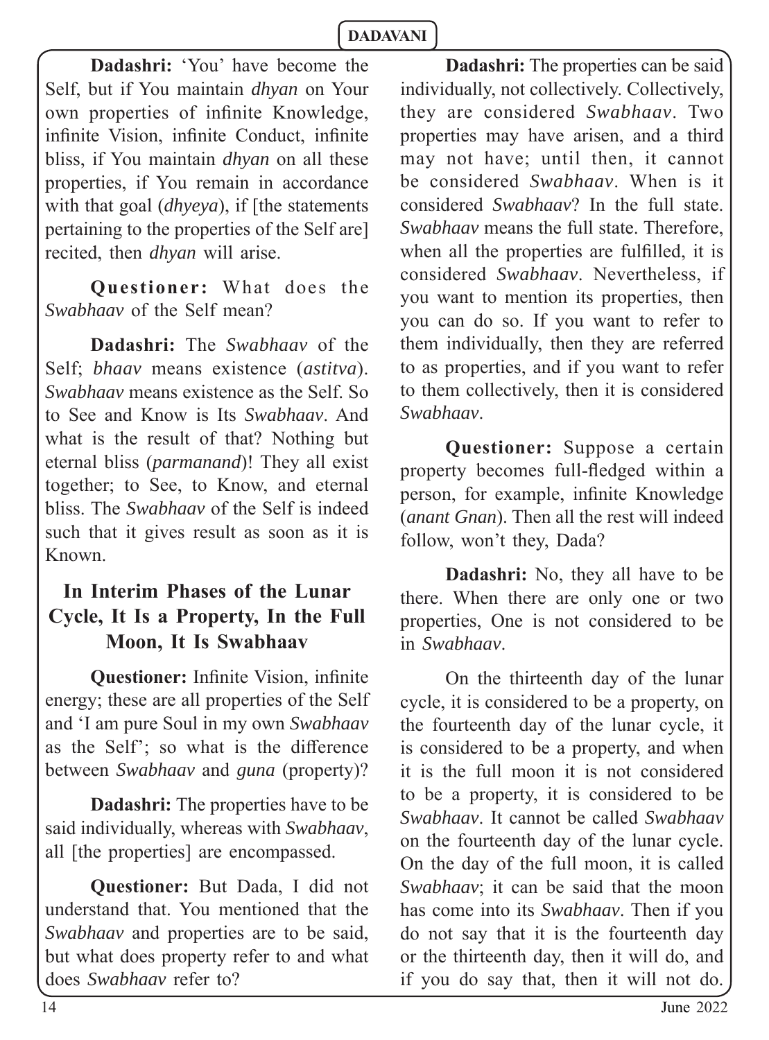**Dadashri:** 'You' have become the Self, but if You maintain *dhyan* on Your own properties of infinite Knowledge, infinite Vision, infinite Conduct, infinite bliss, if You maintain *dhyan* on all these properties, if You remain in accordance with that goal (*dhyeya*), if [the statements pertaining to the properties of the Self are] recited, then *dhyan* will arise.

**Questioner:** What does the *Swabhaav* of the Self mean?

**Dadashri:** The *Swabhaav* of the Self; *bhaav* means existence (*astitva*). *Swabhaav* means existence as the Self. So to See and Know is Its *Swabhaav*. And what is the result of that? Nothing but eternal bliss (*parmanand*)! They all exist together; to See, to Know, and eternal bliss. The *Swabhaav* of the Self is indeed such that it gives result as soon as it is Known.

## In Interim Phases of the Lunar Cycle, It Is a Property, In the Full Moon, It Is Swabhaav

**Questioner:** Infinite Vision, infinite energy; these are all properties of the Self and 'I am pure Soul in my own *Swabhaav* as the Self'; so what is the difference between *Swabhaav* and *guna* (property)?

**Dadashri:** The properties have to be said individually, whereas with *Swabhaav*, all [the properties] are encompassed.

**Questioner:** But Dada, I did not understand that. You mentioned that the *Swabhaav* and properties are to be said, but what does property refer to and what does *Swabhaav* refer to?

**Dadashri:** The properties can be said individually, not collectively. Collectively, they are considered *Swabhaav*. Two properties may have arisen, and a third may not have; until then, it cannot be considered *Swabhaav*. When is it considered *Swabhaav*? In the full state. *Swabhaav* means the full state. Therefore, when all the properties are fulfilled, it is considered *Swabhaav*. Nevertheless, if you want to mention its properties, then you can do so. If you want to refer to them individually, then they are referred to as properties, and if you want to refer to them collectively, then it is considered *Swabhaav*.

**Questioner:** Suppose a certain property becomes full-fledged within a person, for example, infinite Knowledge (*anant Gnan*). Then all the rest will indeed follow, won't they, Dada?

**Dadashri:** No, they all have to be there. When there are only one or two properties, One is not considered to be in *Swabhaav*.

On the thirteenth day of the lunar cycle, it is considered to be a property, on the fourteenth day of the lunar cycle, it is considered to be a property, and when it is the full moon it is not considered to be a property, it is considered to be *Swabhaav*. It cannot be called *Swabhaav* on the fourteenth day of the lunar cycle. On the day of the full moon, it is called *Swabhaav*; it can be said that the moon has come into its *Swabhaav*. Then if you do not say that it is the fourteenth day or the thirteenth day, then it will do, and if you do say that, then it will not do.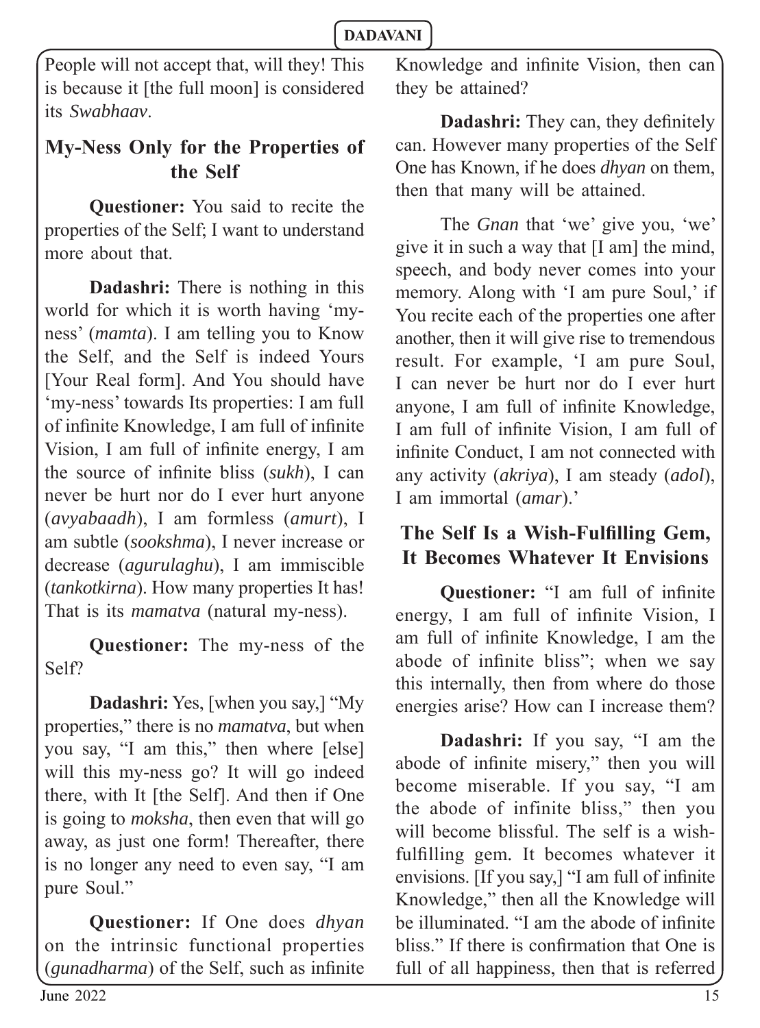People will not accept that, will they! This is because it [the full moon] is considered its *Swabhaav*.

## My-Ness Only for the Properties of the Self

**Questioner:** You said to recite the properties of the Self; I want to understand more about that.

**Dadashri:** There is nothing in this world for which it is worth having 'my-ness' (*mamta*). I am telling you to Know the Self, and the Self is indeed Yours [Your Real form]. And You should have 'my-ness' towards Its properties: I am full of infinite Knowledge, I am full of infinite Vision, I am full of infinite energy, I am the source of infinite bliss (*sukh*), I can never be hurt nor do I ever hurt anyone (*avyabaadh*), I am formless (*amurt*), I am subtle (*sookshma*), I never increase or decrease (*agurulaghu*), I am immiscible (*tankotkirna*). How many properties It has! That is its *mamatva* (natural my-ness).

**Questioner:** The my-ness of the Self?

**Dadashri:** Yes, [when you say,] "My properties," there is no *mamatva*, but when you say, "I am this," then where [else] will this my-ness go? It will go indeed there, with It [the Self]. And then if One is going to *moksha*, then even that will go away, as just one form! Thereafter, there is no longer any need to even say, "I am pure Soul."

**Questioner:** If One does *dhyan* on the intrinsic functional properties (*gunadharma*) of the Self, such as infinite Knowledge and infinite Vision, then can they be attained?

**Dadashri:** They can, they definitely can. However many properties of the Self One has Known, if he does *dhyan* on them, then that many will be attained.

The *Gnan* that 'we' give you, 'we' give it in such a way that [I am] the mind, speech, and body never comes into your memory. Along with 'I am pure Soul,' if You recite each of the properties one after another, then it will give rise to tremendous result. For example, 'I am pure Soul, I can never be hurt nor do I ever hurt anyone, I am full of infinite Knowledge, I am full of infinite Vision, I am full of infinite Conduct, I am not connected with any activity (*akriya*), I am steady (*adol*), I am immortal (*amar*).'

## The Self Is a Wish-Fulfilling Gem, It Becomes Whatever It Envisions

**Questioner:** "I am full of infinite energy, I am full of infinite Vision, I am full of infinite Knowledge, I am the abode of infinite bliss"; when we say this internally, then from where do those energies arise? How can I increase them?

**Dadashri:** If you say, "I am the abode of infinite misery," then you will become miserable. If you say, "I am the abode of infinite bliss," then you will become blissful. The self is a wish-fulfilling gem. It becomes whatever it envisions. [If you say,] "I am full of infinite Knowledge," then all the Knowledge will be illuminated. "I am the abode of infinite bliss." If there is confirmation that One is full of all happiness, then that is referred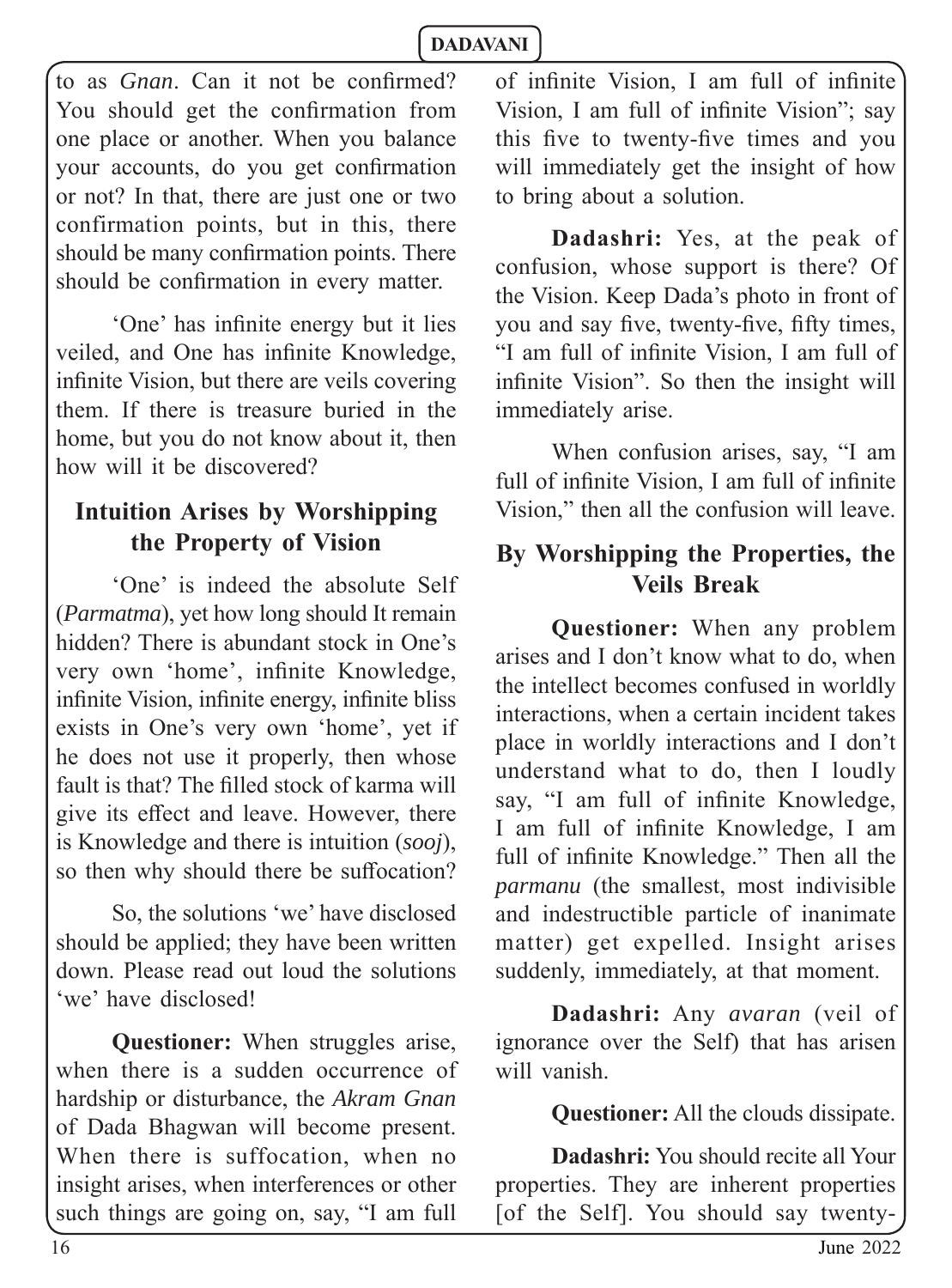to as *Gnan*. Can it not be confirmed? You should get the confirmation from one place or another. When you balance your accounts, do you get confirmation or not? In that, there are just one or two confirmation points, but in this, there should be many confirmation points. There should be confirmation in every matter.

'One' has infinite energy but it lies veiled, and One has infinite Knowledge, infinite Vision, but there are veils covering them. If there is treasure buried in the home, but you do not know about it, then how will it be discovered?

## Intuition Arises by Worshipping the Property of Vision

'One' is indeed the absolute Self (*Parmatma*), yet how long should It remain hidden? There is abundant stock in One's very own 'home', infinite Knowledge, infinite Vision, infinite energy, infinite bliss exists in One's very own 'home', yet if he does not use it properly, then whose fault is that? The filled stock of karma will give its effect and leave. However, there is Knowledge and there is intuition (*sooj*), so then why should there be suffocation?

So, the solutions 'we' have disclosed should be applied; they have been written down. Please read out loud the solutions 'we' have disclosed!

**Questioner:** When struggles arise, when there is a sudden occurrence of hardship or disturbance, the *Akram Gnan* of Dada Bhagwan will become present. When there is suffocation, when no insight arises, when interferences or other such things are going on, say, "I am full of infinite Vision, I am full of infinite Vision, I am full of infinite Vision"; say this five to twenty-five times and you will immediately get the insight of how to bring about a solution.

**Dadashri:** Yes, at the peak of confusion, whose support is there? Of the Vision. Keep Dada's photo in front of you and say five, twenty-five, fifty times, "I am full of infinite Vision, I am full of infinite Vision". So then the insight will immediately arise.

When confusion arises, say, "I am full of infinite Vision, I am full of infinite Vision," then all the confusion will leave.

## By Worshipping the Properties, the Veils Break

**Questioner:** When any problem arises and I don't know what to do, when the intellect becomes confused in worldly interactions, when a certain incident takes place in worldly interactions and I don't understand what to do, then I loudly say, "I am full of infinite Knowledge, I am full of infinite Knowledge, I am full of infinite Knowledge." Then all the *parmanu* (the smallest, most indivisible and indestructible particle of inanimate matter) get expelled. Insight arises suddenly, immediately, at that moment.

**Dadashri:** Any *avaran* (veil of ignorance over the Self) that has arisen will vanish.

**Questioner:** All the clouds dissipate.

**Dadashri:** You should recite all Your properties. They are inherent properties [of the Self]. You should say twenty-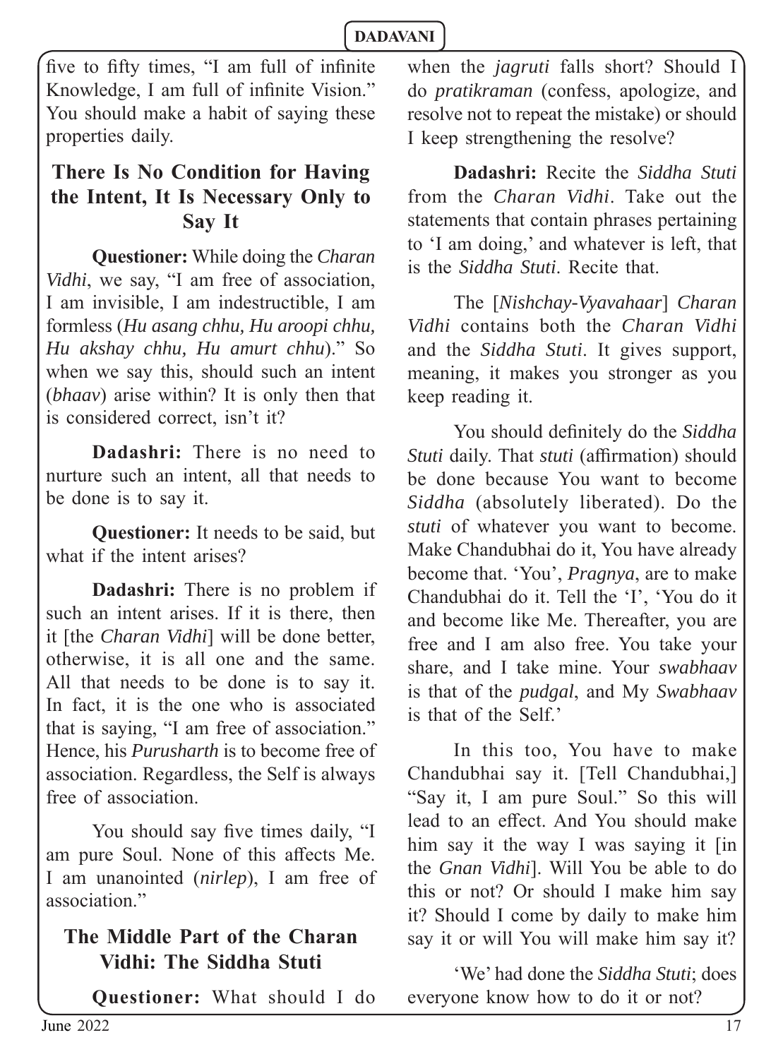five to fifty times, "I am full of infinite Knowledge, I am full of infinite Vision." You should make a habit of saying these properties daily.

## There Is No Condition for Having the Intent, It Is Necessary Only to Say It

**Questioner:** While doing the *Charan Vidhi*, we say, "I am free of association, I am invisible, I am indestructible, I am formless (*Hu asang chhu, Hu aroopi chhu, Hu akshay chhu, Hu amurt chhu*)." So when we say this, should such an intent (*bhaav*) arise within? It is only then that is considered correct, isn't it?

**Dadashri:** There is no need to nurture such an intent, all that needs to be done is to say it.

**Questioner:** It needs to be said, but what if the intent arises?

**Dadashri:** There is no problem if such an intent arises. If it is there, then it [the *Charan Vidhi*] will be done better, otherwise, it is all one and the same. All that needs to be done is to say it. In fact, it is the one who is associated that is saying, "I am free of association." Hence, his *Purusharth* is to become free of association. Regardless, the Self is always free of association.

You should say five times daily, "I am pure Soul. None of this affects Me. I am unanointed (*nirlep*), I am free of association."

## The Middle Part of the Charan Vidhi: The Siddha Stuti

**Questioner:** What should I do when the *jagruti* falls short? Should I do *pratikraman* (confess, apologize, and resolve not to repeat the mistake) or should I keep strengthening the resolve?

**Dadashri:** Recite the *Siddha Stuti* from the *Charan Vidhi*. Take out the statements that contain phrases pertaining to 'I am doing,' and whatever is left, that is the *Siddha Stuti*. Recite that.

The [*Nishchay-Vyavahaar*] *Charan Vidhi* contains both the *Charan Vidhi* and the *Siddha Stuti*. It gives support, meaning, it makes you stronger as you keep reading it.

You should definitely do the *Siddha Stuti* daily. That *stuti* (affirmation) should be done because You want to become *Siddha* (absolutely liberated). Do the *stuti* of whatever you want to become. Make Chandubhai do it, You have already become that. 'You', *Pragnya*, are to make Chandubhai do it. Tell the 'I', 'You do it and become like Me. Thereafter, you are free and I am also free. You take your share, and I take mine. Your *swabhaav* is that of the *pudgal*, and My *Swabhaav* is that of the Self.'

In this too, You have to make Chandubhai say it. [Tell Chandubhai,] "Say it, I am pure Soul." So this will lead to an effect. And You should make him say it the way I was saying it [in the *Gnan Vidhi*]. Will You be able to do this or not? Or should I make him say it? Should I come by daily to make him say it or will You will make him say it?

'We' had done the *Siddha Stuti*; does everyone know how to do it or not?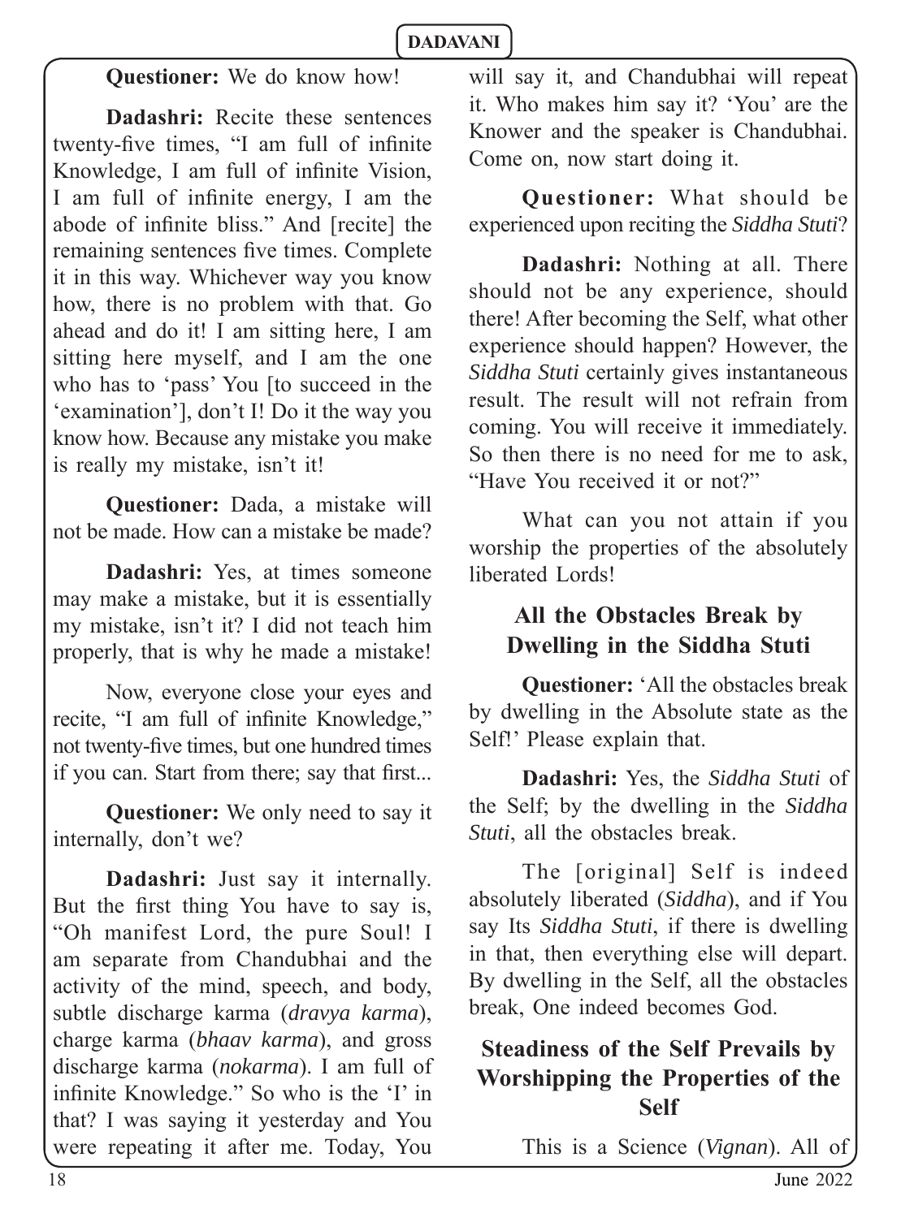**Questioner:** We do know how!

**Dadashri:** Recite these sentences twenty-five times, "I am full of infinite Knowledge, I am full of infinite Vision, I am full of infinite energy, I am the abode of infinite bliss." And [recite] the remaining sentences five times. Complete it in this way. Whichever way you know how, there is no problem with that. Go ahead and do it! I am sitting here, I am sitting here myself, and I am the one who has to 'pass' You [to succeed in the 'examination'], don't I! Do it the way you know how. Because any mistake you make is really my mistake, isn't it!

**Questioner:** Dada, a mistake will not be made. How can a mistake be made?

**Dadashri:** Yes, at times someone may make a mistake, but it is essentially my mistake, isn't it? I did not teach him properly, that is why he made a mistake!

Now, everyone close your eyes and recite, "I am full of infinite Knowledge," not twenty-five times, but one hundred times if you can. Start from there; say that first...

**Questioner:** We only need to say it internally, don't we?

**Dadashri:** Just say it internally. But the first thing You have to say is, "Oh manifest Lord, the pure Soul! I am separate from Chandubhai and the activity of the mind, speech, and body, subtle discharge karma (*dravya karma*), charge karma (*bhaav karma*), and gross discharge karma (*nokarma*). I am full of infinite Knowledge." So who is the 'I' in that? I was saying it yesterday and You were repeating it after me. Today, You will say it, and Chandubhai will repeat it. Who makes him say it? 'You' are the Knower and the speaker is Chandubhai. Come on, now start doing it.

**Questioner:** What should be experienced upon reciting the *Siddha Stuti*?

**Dadashri:** Nothing at all. There should not be any experience, should there! After becoming the Self, what other experience should happen? However, the *Siddha Stuti* certainly gives instantaneous result. The result will not refrain from coming. You will receive it immediately. So then there is no need for me to ask, "Have You received it or not?"

What can you not attain if you worship the properties of the absolutely liberated Lords!

## All the Obstacles Break by Dwelling in the Siddha Stuti

**Questioner:** 'All the obstacles break by dwelling in the Absolute state as the Self!' Please explain that.

**Dadashri:** Yes, the *Siddha Stuti* of the Self; by the dwelling in the *Siddha Stuti*, all the obstacles break.

The [original] Self is indeed absolutely liberated (*Siddha*), and if You say Its *Siddha Stuti*, if there is dwelling in that, then everything else will depart. By dwelling in the Self, all the obstacles break, One indeed becomes God.

## Steadiness of the Self Prevails by Worshipping the Properties of the Self

This is a Science (*Vignan*). All of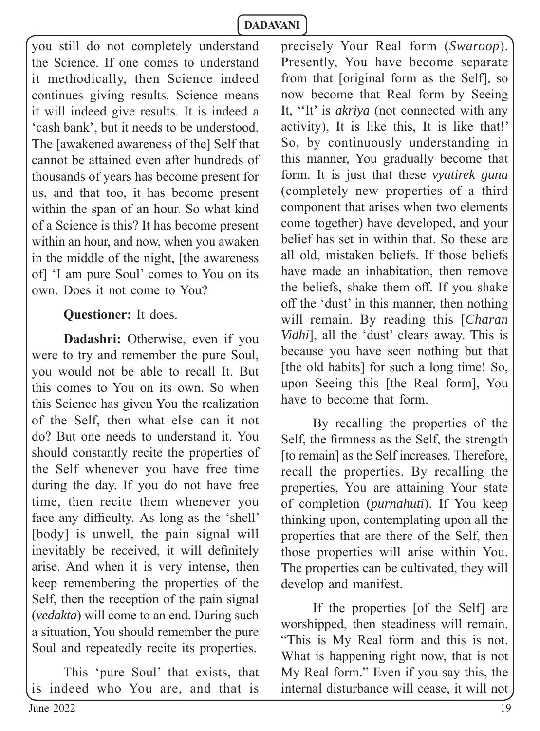you still do not completely understand the Science. If one comes to understand it methodically, then Science indeed continues giving results. Science means it will indeed give results. It is indeed a 'cash bank', but it needs to be understood. The [awakened awareness of the] Self that cannot be attained even after hundreds of thousands of years has become present for us, and that too, it has become present within the span of an hour. So what kind of a Science is this? It has become present within an hour, and now, when you awaken in the middle of the night, [the awareness of] 'I am pure Soul' comes to You on its own. Does it not come to You?

**Questioner:** It does.

**Dadashri:** Otherwise, even if you were to try and remember the pure Soul, you would not be able to recall It. But this comes to You on its own. So when this Science has given You the realization of the Self, then what else can it not do? But one needs to understand it. You should constantly recite the properties of the Self whenever you have free time during the day. If you do not have free time, then recite them whenever you face any difficulty. As long as the 'shell' [body] is unwell, the pain signal will inevitably be received, it will definitely arise. And when it is very intense, then keep remembering the properties of the Self, then the reception of the pain signal (*vedakta*) will come to an end. During such a situation, You should remember the pure Soul and repeatedly recite its properties.

This 'pure Soul' that exists, that is indeed who You are, and that is precisely Your Real form (*Swaroop*). Presently, You have become separate from that [original form as the Self], so now become that Real form by Seeing It, ''It' is *akriya* (not connected with any activity), It is like this, It is like that!' So, by continuously understanding in this manner, You gradually become that form. It is just that these *vyatirek guna* (completely new properties of a third component that arises when two elements come together) have developed, and your belief has set in within that. So these are all old, mistaken beliefs. If those beliefs have made an inhabitation, then remove the beliefs, shake them off. If you shake off the 'dust' in this manner, then nothing will remain. By reading this [*Charan Vidhi*], all the 'dust' clears away. This is because you have seen nothing but that [the old habits] for such a long time! So, upon Seeing this [the Real form], You have to become that form.

By recalling the properties of the Self, the firmness as the Self, the strength [to remain] as the Self increases. Therefore, recall the properties. By recalling the properties, You are attaining Your state of completion (*purnahuti*). If You keep thinking upon, contemplating upon all the properties that are there of the Self, then those properties will arise within You. The properties can be cultivated, they will develop and manifest.

If the properties [of the Self] are worshipped, then steadiness will remain. "This is My Real form and this is not. What is happening right now, that is not My Real form." Even if you say this, the internal disturbance will cease, it will not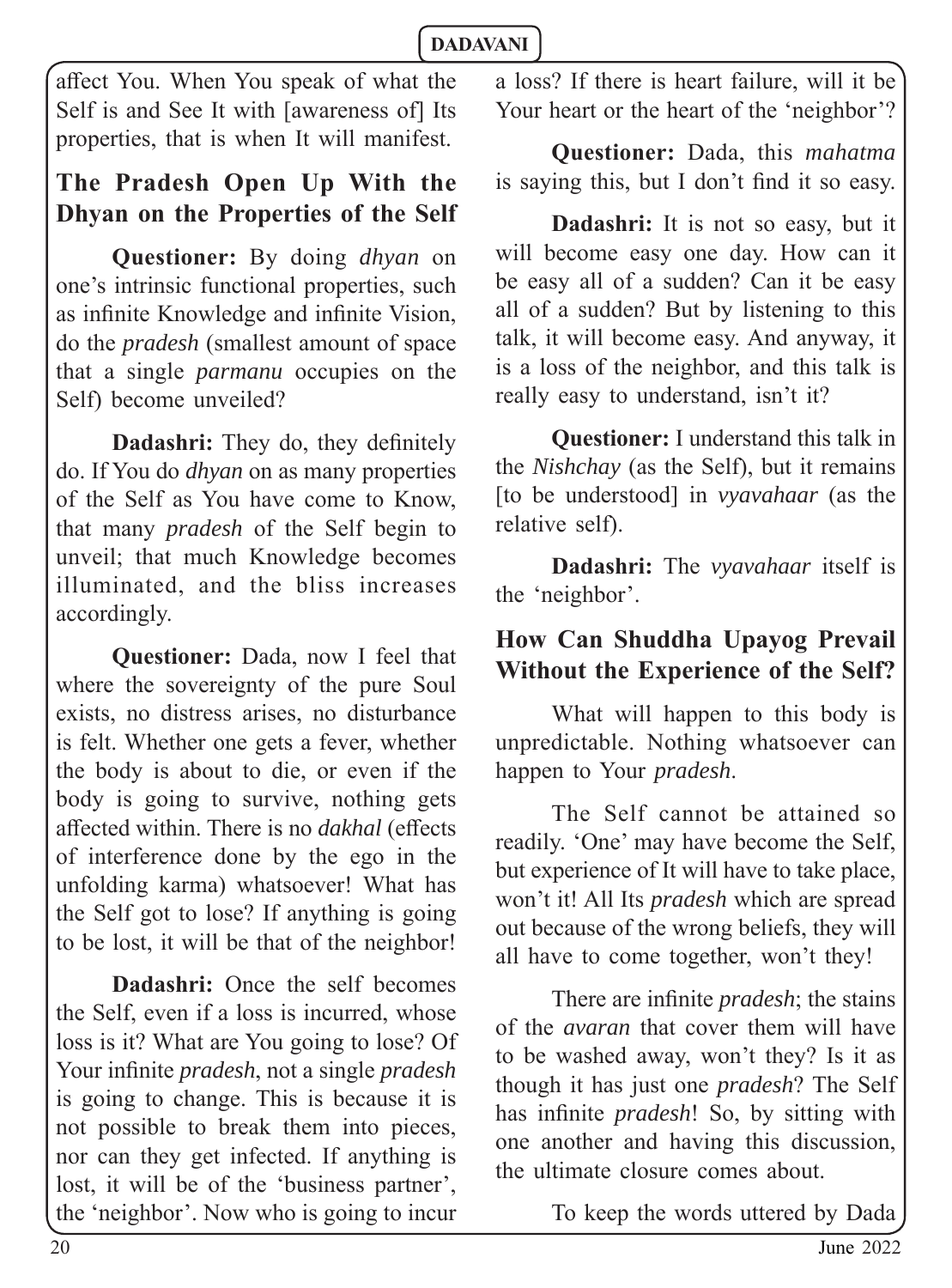affect You. When You speak of what the Self is and See It with [awareness of] Its properties, that is when It will manifest.

## The Pradesh Open Up With the Dhyan on the Properties of the Self

**Questioner:** By doing *dhyan* on one's intrinsic functional properties, such as infinite Knowledge and infinite Vision, do the *pradesh* (smallest amount of space that a single *parmanu* occupies on the Self) become unveiled?

**Dadashri:** They do, they definitely do. If You do *dhyan* on as many properties of the Self as You have come to Know, that many *pradesh* of the Self begin to unveil; that much Knowledge becomes illuminated, and the bliss increases accordingly.

**Questioner:** Dada, now I feel that where the sovereignty of the pure Soul exists, no distress arises, no disturbance is felt. Whether one gets a fever, whether the body is about to die, or even if the body is going to survive, nothing gets affected within. There is no *dakhal* (effects of interference done by the ego in the unfolding karma) whatsoever! What has the Self got to lose? If anything is going to be lost, it will be that of the neighbor!

**Dadashri:** Once the self becomes the Self, even if a loss is incurred, whose loss is it? What are You going to lose? Of Your infinite *pradesh*, not a single *pradesh* is going to change. This is because it is not possible to break them into pieces, nor can they get infected. If anything is lost, it will be of the 'business partner', the 'neighbor'. Now who is going to incur a loss? If there is heart failure, will it be Your heart or the heart of the 'neighbor'?

**Questioner:** Dada, this *mahatma* is saying this, but I don't find it so easy.

**Dadashri:** It is not so easy, but it will become easy one day. How can it be easy all of a sudden? Can it be easy all of a sudden? But by listening to this talk, it will become easy. And anyway, it is a loss of the neighbor, and this talk is really easy to understand, isn't it?

**Questioner:** I understand this talk in the *Nishchay* (as the Self), but it remains [to be understood] in *vyavahaar* (as the relative self).

**Dadashri:** The *vyavahaar* itself is the 'neighbor'.

## How Can Shuddha Upayog Prevail Without the Experience of the Self?

What will happen to this body is unpredictable. Nothing whatsoever can happen to Your *pradesh*.

The Self cannot be attained so readily. 'One' may have become the Self, but experience of It will have to take place, won't it! All Its *pradesh* which are spread out because of the wrong beliefs, they will all have to come together, won't they!

There are infinite *pradesh*; the stains of the *avaran* that cover them will have to be washed away, won't they? Is it as though it has just one *pradesh*? The Self has infinite *pradesh*! So, by sitting with one another and having this discussion, the ultimate closure comes about.

To keep the words uttered by Dada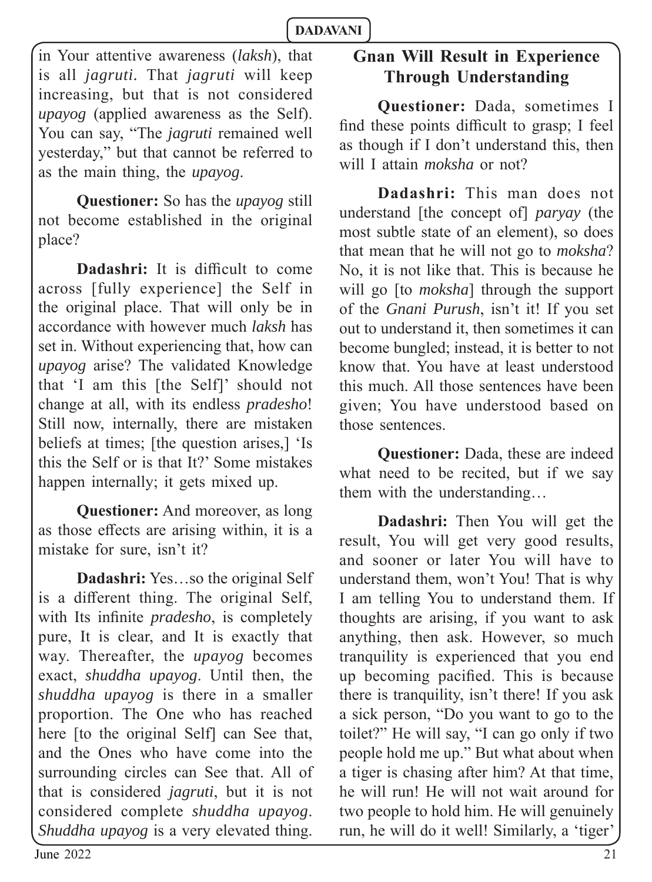in Your attentive awareness (*laksh*), that is all *jagruti*. That *jagruti* will keep increasing, but that is not considered *upayog* (applied awareness as the Self). You can say, "The *jagruti* remained well yesterday," but that cannot be referred to as the main thing, the *upayog*.

**Questioner:** So has the *upayog* still not become established in the original place?

**Dadashri:** It is difficult to come across [fully experience] the Self in the original place. That will only be in accordance with however much *laksh* has set in. Without experiencing that, how can *upayog* arise? The validated Knowledge that 'I am this [the Self]' should not change at all, with its endless *pradesho*! Still now, internally, there are mistaken beliefs at times; [the question arises,] 'Is this the Self or is that It?' Some mistakes happen internally; it gets mixed up.

**Questioner:** And moreover, as long as those effects are arising within, it is a mistake for sure, isn't it?

**Dadashri:** Yes…so the original Self is a different thing. The original Self, with Its infinite *pradesho*, is completely pure, It is clear, and It is exactly that way. Thereafter, the *upayog* becomes exact, *shuddha upayog*. Until then, the *shuddha upayog* is there in a smaller proportion. The One who has reached here [to the original Self] can See that, and the Ones who have come into the surrounding circles can See that. All of that is considered *jagruti*, but it is not considered complete *shuddha upayog*. *Shuddha upayog* is a very elevated thing.

## Gnan Will Result in Experience Through Understanding

**Questioner:** Dada, sometimes I find these points difficult to grasp; I feel as though if I don't understand this, then will I attain *moksha* or not?

**Dadashri:** This man does not understand [the concept of] *paryay* (the most subtle state of an element), so does that mean that he will not go to *moksha*? No, it is not like that. This is because he will go [to *moksha*] through the support of the *Gnani Purush*, isn't it! If you set out to understand it, then sometimes it can become bungled; instead, it is better to not know that. You have at least understood this much. All those sentences have been given; You have understood based on those sentences.

**Questioner:** Dada, these are indeed what need to be recited, but if we say them with the understanding…

**Dadashri:** Then You will get the result, You will get very good results, and sooner or later You will have to understand them, won't You! That is why I am telling You to understand them. If thoughts are arising, if you want to ask anything, then ask. However, so much tranquility is experienced that you end up becoming pacified. This is because there is tranquility, isn't there! If you ask a sick person, "Do you want to go to the toilet?" He will say, "I can go only if two people hold me up." But what about when a tiger is chasing after him? At that time, he will run! He will not wait around for two people to hold him. He will genuinely run, he will do it well! Similarly, a 'tiger'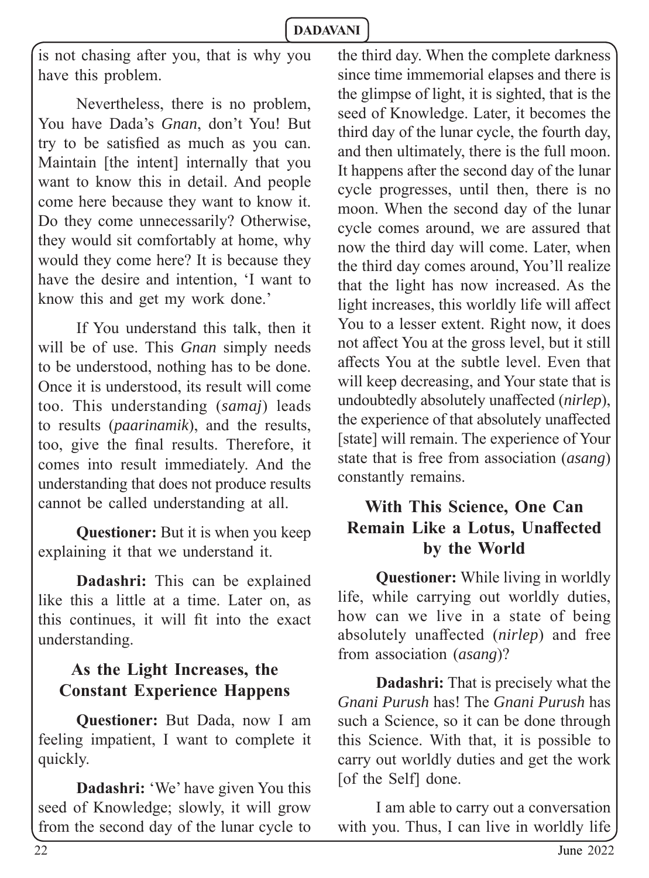is not chasing after you, that is why you have this problem.

Nevertheless, there is no problem, You have Dada's *Gnan*, don't You! But try to be satisfied as much as you can. Maintain [the intent] internally that you want to know this in detail. And people come here because they want to know it. Do they come unnecessarily? Otherwise, they would sit comfortably at home, why would they come here? It is because they have the desire and intention, 'I want to know this and get my work done.'

If You understand this talk, then it will be of use. This *Gnan* simply needs to be understood, nothing has to be done. Once it is understood, its result will come too. This understanding (*samaj*) leads to results (*paarinamik*), and the results, too, give the final results. Therefore, it comes into result immediately. And the understanding that does not produce results cannot be called understanding at all.

**Questioner:** But it is when you keep explaining it that we understand it.

**Dadashri:** This can be explained like this a little at a time. Later on, as this continues, it will fit into the exact understanding.

### As the Light Increases, the Constant Experience Happens

**Questioner:** But Dada, now I am feeling impatient, I want to complete it quickly.

**Dadashri:** 'We' have given You this seed of Knowledge; slowly, it will grow from the second day of the lunar cycle to the third day. When the complete darkness since time immemorial elapses and there is the glimpse of light, it is sighted, that is the seed of Knowledge. Later, it becomes the third day of the lunar cycle, the fourth day, and then ultimately, there is the full moon. It happens after the second day of the lunar cycle progresses, until then, there is no moon. When the second day of the lunar cycle comes around, we are assured that now the third day will come. Later, when the third day comes around, You'll realize that the light has now increased. As the light increases, this worldly life will affect You to a lesser extent. Right now, it does not affect You at the gross level, but it still affects You at the subtle level. Even that will keep decreasing, and Your state that is undoubtedly absolutely unaffected (*nirlep*), the experience of that absolutely unaffected [state] will remain. The experience of Your state that is free from association (*asang*) constantly remains.

### With This Science, One Can Remain Like a Lotus, Unaffected by the World

**Questioner:** While living in worldly life, while carrying out worldly duties, how can we live in a state of being absolutely unaffected (*nirlep*) and free from association (*asang*)?

**Dadashri:** That is precisely what the *Gnani Purush* has! The *Gnani Purush* has such a Science, so it can be done through this Science. With that, it is possible to carry out worldly duties and get the work [of the Self] done.

I am able to carry out a conversation with you. Thus, I can live in worldly life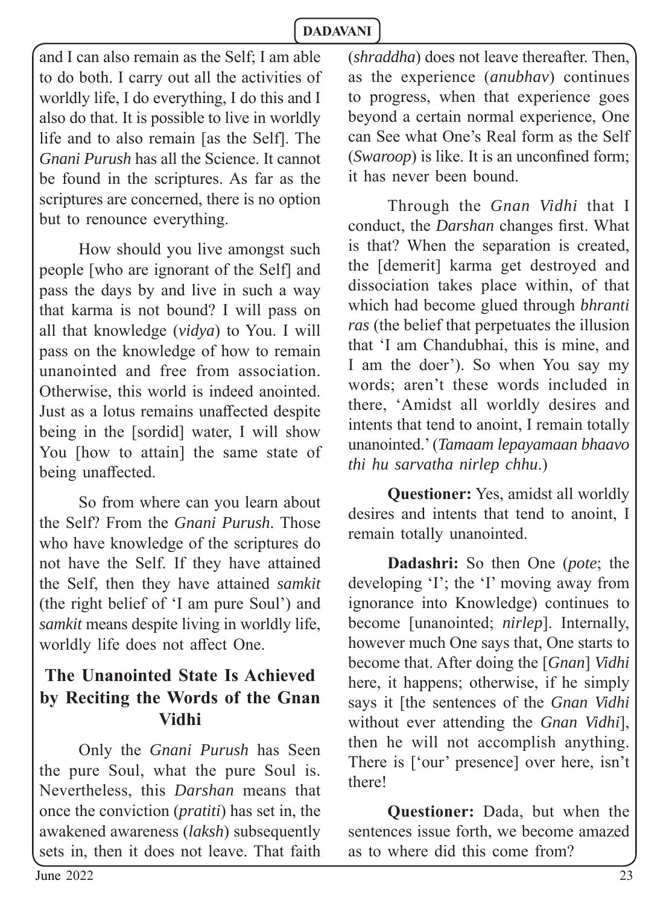and I can also remain as the Self; I am able to do both. I carry out all the activities of worldly life, I do everything, I do this and I also do that. It is possible to live in worldly life and to also remain [as the Self]. The *Gnani Purush* has all the Science. It cannot be found in the scriptures. As far as the scriptures are concerned, there is no option but to renounce everything.

How should you live amongst such people [who are ignorant of the Self] and pass the days by and live in such a way that karma is not bound? I will pass on all that knowledge (*vidya*) to You. I will pass on the knowledge of how to remain unanointed and free from association. Otherwise, this world is indeed anointed. Just as a lotus remains unaffected despite being in the [sordid] water, I will show You [how to attain] the same state of being unaffected.

So from where can you learn about the Self? From the *Gnani Purush*. Those who have knowledge of the scriptures do not have the Self. If they have attained the Self, then they have attained *samkit* (the right belief of 'I am pure Soul') and *samkit* means despite living in worldly life, worldly life does not affect One.

## The Unanointed State Is Achieved by Reciting the Words of the Gnan Vidhi

Only the *Gnani Purush* has Seen the pure Soul, what the pure Soul is. Nevertheless, this *Darshan* means that once the conviction (*pratiti*) has set in, the awakened awareness (*laksh*) subsequently sets in, then it does not leave. That faith (*shraddha*) does not leave thereafter. Then, as the experience (*anubhav*) continues to progress, when that experience goes beyond a certain normal experience, One can See what One's Real form as the Self (*Swaroop*) is like. It is an unconfined form; it has never been bound.

Through the *Gnan Vidhi* that I conduct, the *Darshan* changes first. What is that? When the separation is created, the [demerit] karma get destroyed and dissociation takes place within, of that which had become glued through *bhranti ras* (the belief that perpetuates the illusion that 'I am Chandubhai, this is mine, and I am the doer'). So when You say my words; aren't these words included in there, 'Amidst all worldly desires and intents that tend to anoint, I remain totally unanointed.' (*Tamaam lepayamaan bhaavo thi hu sarvatha nirlep chhu*.)

**Questioner:** Yes, amidst all worldly desires and intents that tend to anoint, I remain totally unanointed.

**Dadashri:** So then One (*pote*; the developing 'I'; the 'I' moving away from ignorance into Knowledge) continues to become [unanointed; *nirlep*]. Internally, however much One says that, One starts to become that. After doing the [*Gnan*] *Vidhi* here, it happens; otherwise, if he simply says it [the sentences of the *Gnan Vidhi* without ever attending the *Gnan Vidhi*], then he will not accomplish anything. There is ['our' presence] over here, isn't there!

**Questioner:** Dada, but when the sentences issue forth, we become amazed as to where did this come from?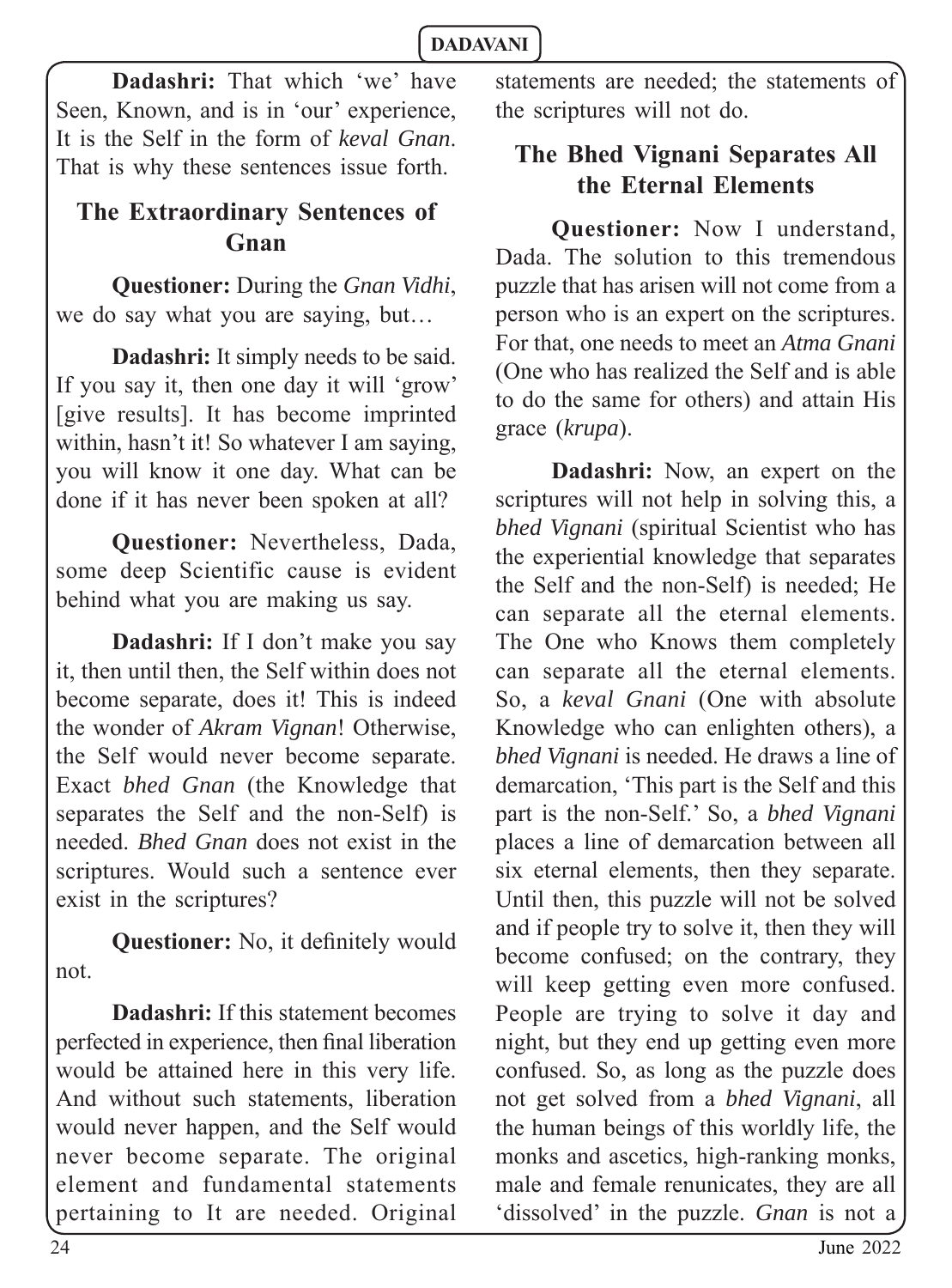**Dadashri:** That which 'we' have Seen, Known, and is in 'our' experience, It is the Self in the form of *keval Gnan*. That is why these sentences issue forth.

## The Extraordinary Sentences of Gnan

**Questioner:** During the *Gnan Vidhi*, we do say what you are saying, but…

**Dadashri:** It simply needs to be said. If you say it, then one day it will 'grow' [give results]. It has become imprinted within, hasn't it! So whatever I am saying, you will know it one day. What can be done if it has never been spoken at all?

**Questioner:** Nevertheless, Dada, some deep Scientific cause is evident behind what you are making us say.

**Dadashri:** If I don't make you say it, then until then, the Self within does not become separate, does it! This is indeed the wonder of *Akram Vignan*! Otherwise, the Self would never become separate. Exact *bhed Gnan* (the Knowledge that separates the Self and the non-Self) is needed. *Bhed Gnan* does not exist in the scriptures. Would such a sentence ever exist in the scriptures?

**Questioner:** No, it definitely would not.

**Dadashri:** If this statement becomes perfected in experience, then final liberation would be attained here in this very life. And without such statements, liberation would never happen, and the Self would never become separate. The original element and fundamental statements pertaining to It are needed. Original statements are needed; the statements of the scriptures will not do.

## The Bhed Vignani Separates All the Eternal Elements

**Questioner:** Now I understand, Dada. The solution to this tremendous puzzle that has arisen will not come from a person who is an expert on the scriptures. For that, one needs to meet an *Atma Gnani* (One who has realized the Self and is able to do the same for others) and attain His grace (*krupa*).

**Dadashri:** Now, an expert on the scriptures will not help in solving this, a *bhed Vignani* (spiritual Scientist who has the experiential knowledge that separates the Self and the non-Self) is needed; He can separate all the eternal elements. The One who Knows them completely can separate all the eternal elements. So, a *keval Gnani* (One with absolute Knowledge who can enlighten others), a *bhed Vignani* is needed. He draws a line of demarcation, 'This part is the Self and this part is the non-Self.' So, a *bhed Vignani* places a line of demarcation between all six eternal elements, then they separate. Until then, this puzzle will not be solved and if people try to solve it, then they will become confused; on the contrary, they will keep getting even more confused. People are trying to solve it day and night, but they end up getting even more confused. So, as long as the puzzle does not get solved from a *bhed Vignani*, all the human beings of this worldly life, the monks and ascetics, high-ranking monks, male and female renunicates, they are all 'dissolved' in the puzzle. *Gnan* is not a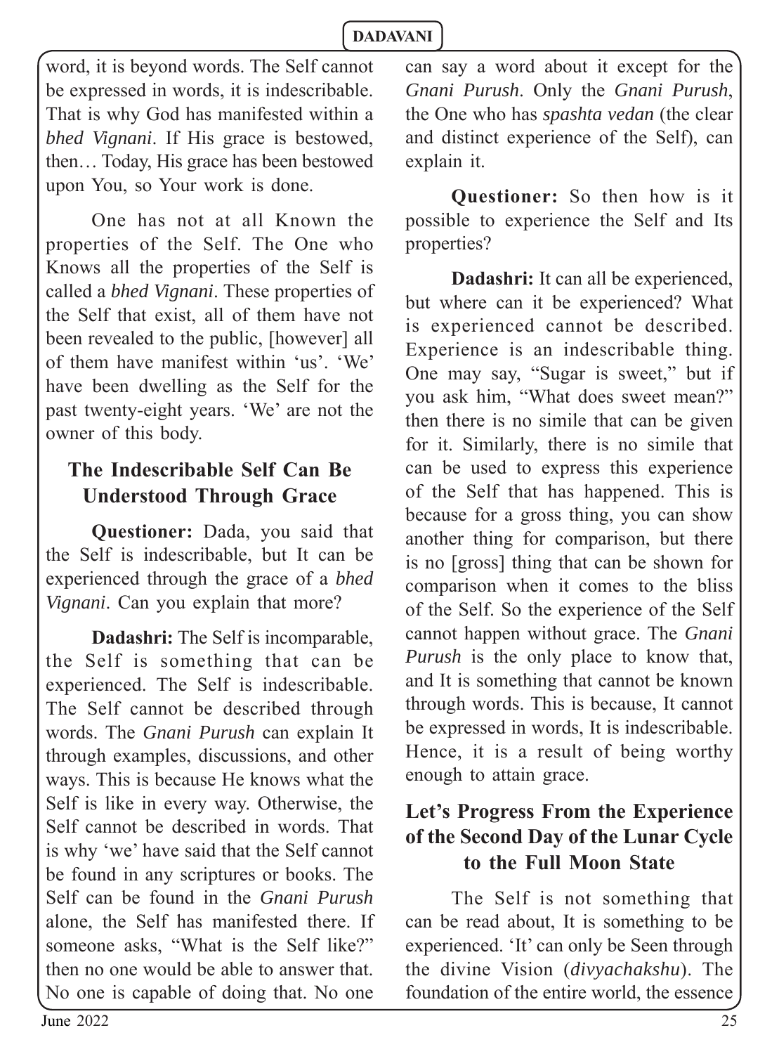word, it is beyond words. The Self cannot be expressed in words, it is indescribable. That is why God has manifested within a *bhed Vignani*. If His grace is bestowed, then… Today, His grace has been bestowed upon You, so Your work is done.

One has not at all Known the properties of the Self. The One who Knows all the properties of the Self is called a *bhed Vignani*. These properties of the Self that exist, all of them have not been revealed to the public, [however] all of them have manifest within 'us'. 'We' have been dwelling as the Self for the past twenty-eight years. 'We' are not the owner of this body.

## The Indescribable Self Can Be Understood Through Grace

**Questioner:** Dada, you said that the Self is indescribable, but It can be experienced through the grace of a *bhed Vignani*. Can you explain that more?

**Dadashri:** The Self is incomparable, the Self is something that can be experienced. The Self is indescribable. The Self cannot be described through words. The *Gnani Purush* can explain It through examples, discussions, and other ways. This is because He knows what the Self is like in every way. Otherwise, the Self cannot be described in words. That is why 'we' have said that the Self cannot be found in any scriptures or books. The Self can be found in the *Gnani Purush* alone, the Self has manifested there. If someone asks, "What is the Self like?" then no one would be able to answer that. No one is capable of doing that. No one can say a word about it except for the *Gnani Purush*. Only the *Gnani Purush*, the One who has *spashta vedan* (the clear and distinct experience of the Self), can explain it.

**Questioner:** So then how is it possible to experience the Self and Its properties?

**Dadashri:** It can all be experienced, but where can it be experienced? What is experienced cannot be described. Experience is an indescribable thing. One may say, "Sugar is sweet," but if you ask him, "What does sweet mean?" then there is no simile that can be given for it. Similarly, there is no simile that can be used to express this experience of the Self that has happened. This is because for a gross thing, you can show another thing for comparison, but there is no [gross] thing that can be shown for comparison when it comes to the bliss of the Self. So the experience of the Self cannot happen without grace. The *Gnani Purush* is the only place to know that, and It is something that cannot be known through words. This is because, It cannot be expressed in words, It is indescribable. Hence, it is a result of being worthy enough to attain grace.

## Let's Progress From the Experience of the Second Day of the Lunar Cycle to the Full Moon State

The Self is not something that can be read about, It is something to be experienced. 'It' can only be Seen through the divine Vision (*divyachakshu*). The foundation of the entire world, the essence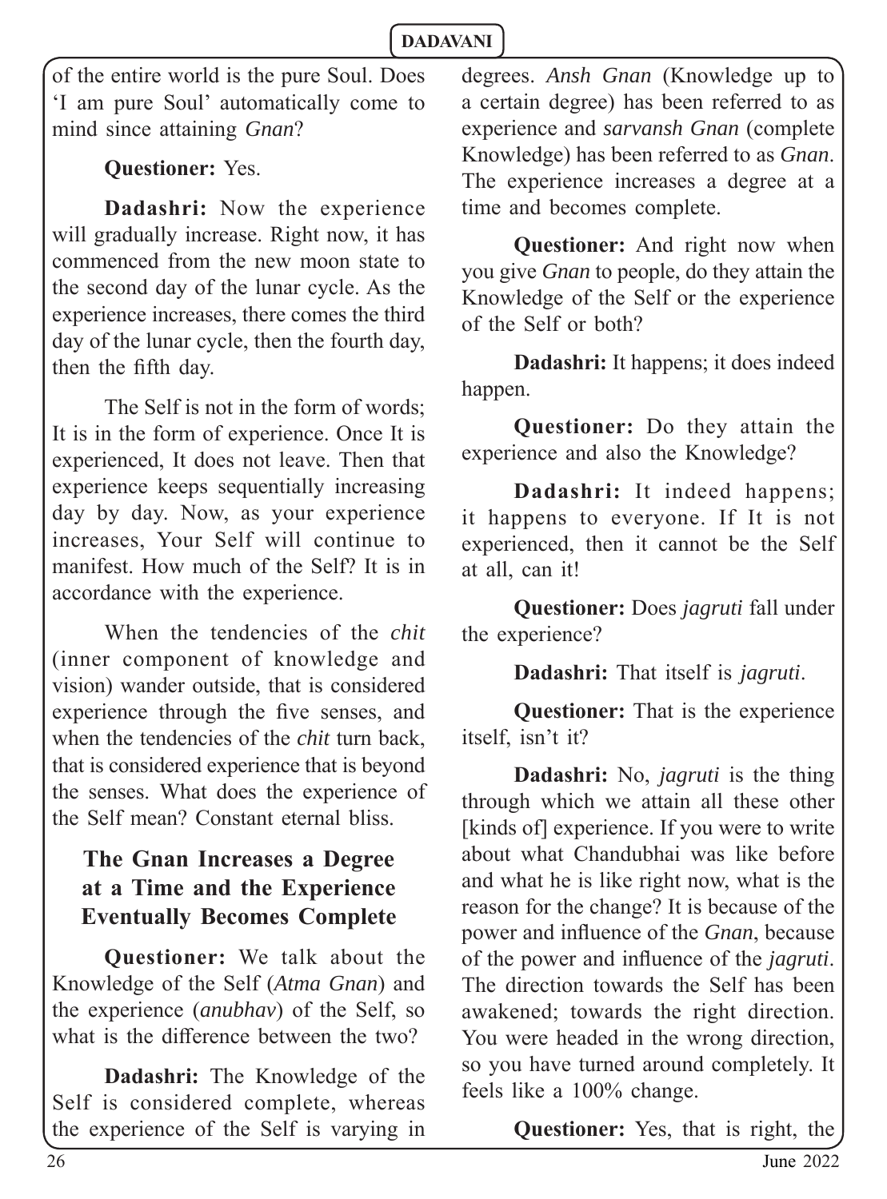of the entire world is the pure Soul. Does 'I am pure Soul' automatically come to mind since attaining *Gnan*?

**Questioner:** Yes.

**Dadashri:** Now the experience will gradually increase. Right now, it has commenced from the new moon state to the second day of the lunar cycle. As the experience increases, there comes the third day of the lunar cycle, then the fourth day, then the fifth day.

The Self is not in the form of words; It is in the form of experience. Once It is experienced, It does not leave. Then that experience keeps sequentially increasing day by day. Now, as your experience increases, Your Self will continue to manifest. How much of the Self? It is in accordance with the experience.

When the tendencies of the *chit* (inner component of knowledge and vision) wander outside, that is considered experience through the five senses, and when the tendencies of the *chit* turn back, that is considered experience that is beyond the senses. What does the experience of the Self mean? Constant eternal bliss.

## The Gnan Increases a Degree at a Time and the Experience Eventually Becomes Complete

**Questioner:** We talk about the Knowledge of the Self (*Atma Gnan*) and the experience (*anubhav*) of the Self, so what is the difference between the two?

**Dadashri:** The Knowledge of the Self is considered complete, whereas the experience of the Self is varying in degrees. *Ansh Gnan* (Knowledge up to a certain degree) has been referred to as experience and *sarvansh Gnan* (complete Knowledge) has been referred to as *Gnan*. The experience increases a degree at a time and becomes complete.

**Questioner:** And right now when you give *Gnan* to people, do they attain the Knowledge of the Self or the experience of the Self or both?

**Dadashri:** It happens; it does indeed happen.

**Questioner:** Do they attain the experience and also the Knowledge?

**Dadashri:** It indeed happens; it happens to everyone. If It is not experienced, then it cannot be the Self at all, can it!

**Questioner:** Does *jagruti* fall under the experience?

**Dadashri:** That itself is *jagruti*.

**Questioner:** That is the experience itself, isn't it?

**Dadashri:** No, *jagruti* is the thing through which we attain all these other [kinds of] experience. If you were to write about what Chandubhai was like before and what he is like right now, what is the reason for the change? It is because of the power and influence of the *Gnan*, because of the power and influence of the *jagruti*. The direction towards the Self has been awakened; towards the right direction. You were headed in the wrong direction, so you have turned around completely. It feels like a 100% change.

**Questioner:** Yes, that is right, the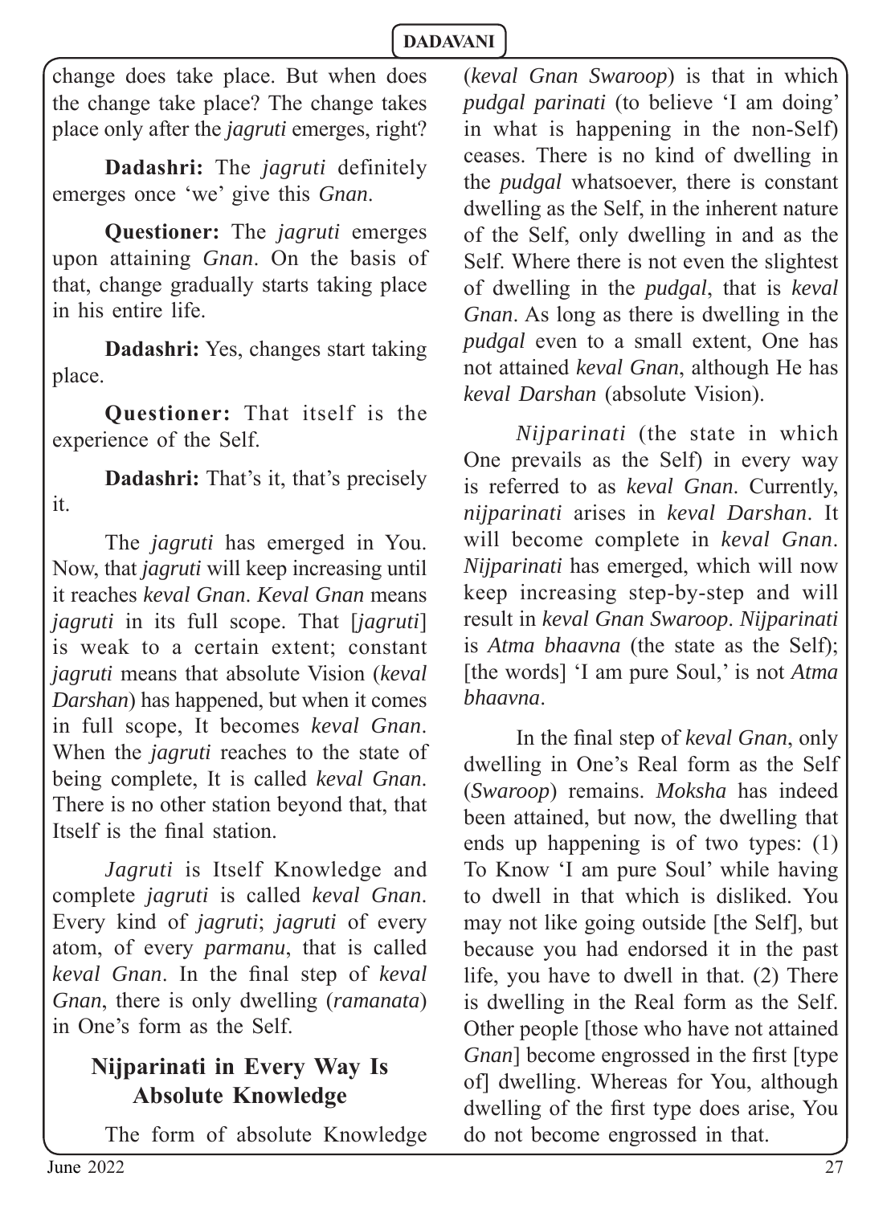change does take place. But when does the change take place? The change takes place only after the *jagruti* emerges, right?

**Dadashri:** The *jagruti* definitely emerges once 'we' give this *Gnan*.

**Questioner:** The *jagruti* emerges upon attaining *Gnan*. On the basis of that, change gradually starts taking place in his entire life.

**Dadashri:** Yes, changes start taking place.

**Questioner:** That itself is the experience of the Self.

**Dadashri:** That's it, that's precisely it.

The *jagruti* has emerged in You. Now, that *jagruti* will keep increasing until it reaches *keval Gnan*. *Keval Gnan* means *jagruti* in its full scope. That [*jagruti*] is weak to a certain extent; constant *jagruti* means that absolute Vision (*keval Darshan*) has happened, but when it comes in full scope, It becomes *keval Gnan*. When the *jagruti* reaches to the state of being complete, It is called *keval Gnan*. There is no other station beyond that, that Itself is the final station.

*Jagruti* is Itself Knowledge and complete *jagruti* is called *keval Gnan*. Every kind of *jagruti*; *jagruti* of every atom, of every *parmanu*, that is called *keval Gnan*. In the final step of *keval Gnan*, there is only dwelling (*ramanata*) in One's form as the Self.

## Nijparinati in Every Way Is Absolute Knowledge

The form of absolute Knowledge (*keval Gnan Swaroop*) is that in which *pudgal parinati* (to believe 'I am doing' in what is happening in the non-Self) ceases. There is no kind of dwelling in the *pudgal* whatsoever, there is constant dwelling as the Self, in the inherent nature of the Self, only dwelling in and as the Self. Where there is not even the slightest of dwelling in the *pudgal*, that is *keval Gnan*. As long as there is dwelling in the *pudgal* even to a small extent, One has not attained *keval Gnan*, although He has *keval Darshan* (absolute Vision).

*Nijparinati* (the state in which One prevails as the Self) in every way is referred to as *keval Gnan*. Currently, *nijparinati* arises in *keval Darshan*. It will become complete in *keval Gnan*. *Nijparinati* has emerged, which will now keep increasing step-by-step and will result in *keval Gnan Swaroop*. *Nijparinati* is *Atma bhaavna* (the state as the Self); [the words] 'I am pure Soul,' is not *Atma bhaavna*.

In the final step of *keval Gnan*, only dwelling in One's Real form as the Self (*Swaroop*) remains. *Moksha* has indeed been attained, but now, the dwelling that ends up happening is of two types: (1) To Know 'I am pure Soul' while having to dwell in that which is disliked. You may not like going outside [the Self], but because you had endorsed it in the past life, you have to dwell in that. (2) There is dwelling in the Real form as the Self. Other people [those who have not attained *Gnan*] become engrossed in the first [type of] dwelling. Whereas for You, although dwelling of the first type does arise, You do not become engrossed in that.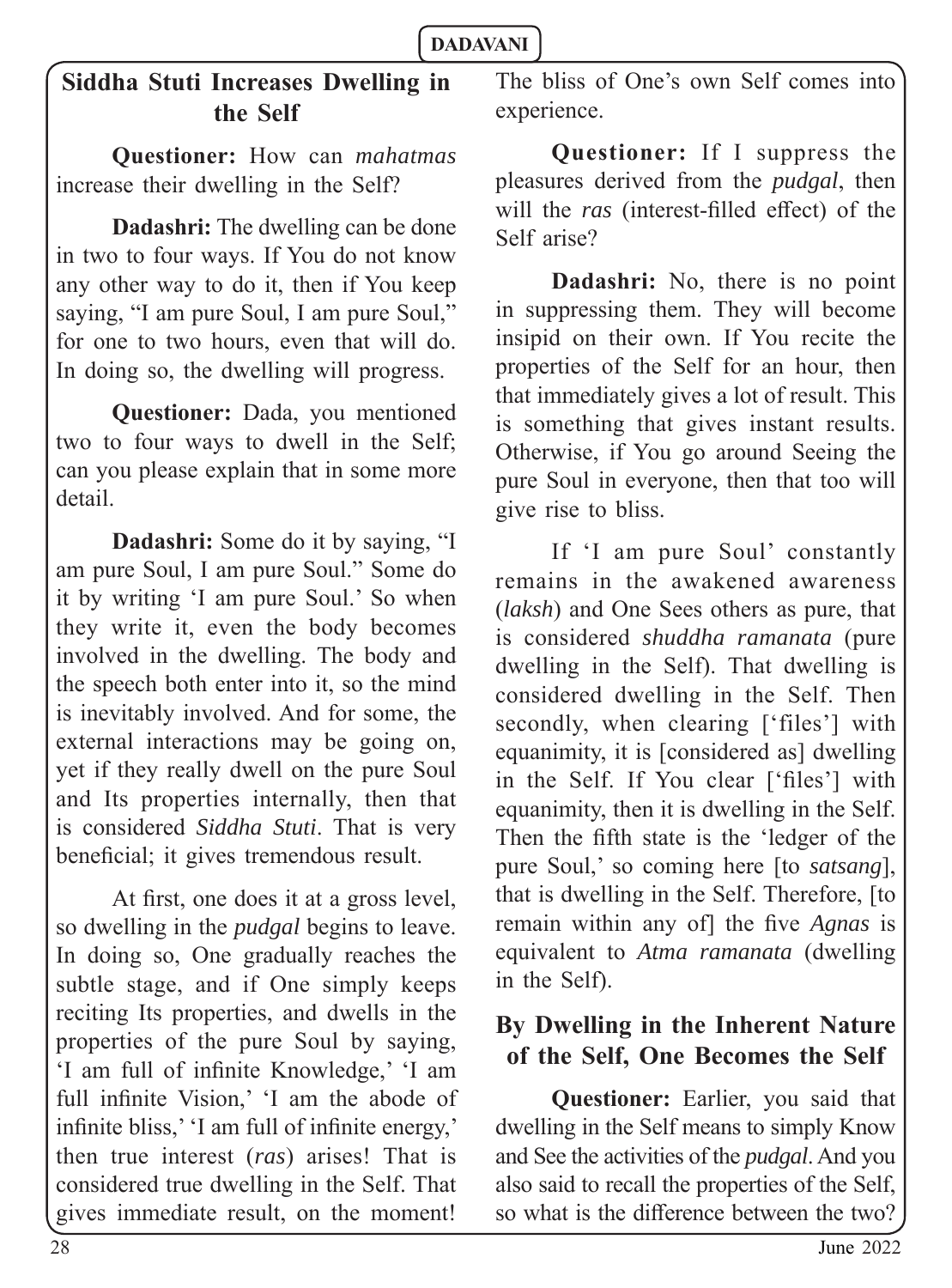## Siddha Stuti Increases Dwelling in the Self

**Questioner:** How can *mahatmas* increase their dwelling in the Self?

**Dadashri:** The dwelling can be done in two to four ways. If You do not know any other way to do it, then if You keep saying, "I am pure Soul, I am pure Soul," for one to two hours, even that will do. In doing so, the dwelling will progress.

**Questioner:** Dada, you mentioned two to four ways to dwell in the Self; can you please explain that in some more detail.

**Dadashri:** Some do it by saying, "I am pure Soul, I am pure Soul." Some do it by writing 'I am pure Soul.' So when they write it, even the body becomes involved in the dwelling. The body and the speech both enter into it, so the mind is inevitably involved. And for some, the external interactions may be going on, yet if they really dwell on the pure Soul and Its properties internally, then that is considered *Siddha Stuti*. That is very beneficial; it gives tremendous result.

At first, one does it at a gross level, so dwelling in the *pudgal* begins to leave. In doing so, One gradually reaches the subtle stage, and if One simply keeps reciting Its properties, and dwells in the properties of the pure Soul by saying, 'I am full of infinite Knowledge,' 'I am full infinite Vision,' 'I am the abode of infinite bliss,' 'I am full of infinite energy,' then true interest (*ras*) arises! That is considered true dwelling in the Self. That gives immediate result, on the moment! The bliss of One's own Self comes into experience.

**Questioner:** If I suppress the pleasures derived from the *pudgal*, then will the *ras* (interest-filled effect) of the Self arise?

**Dadashri:** No, there is no point in suppressing them. They will become insipid on their own. If You recite the properties of the Self for an hour, then that immediately gives a lot of result. This is something that gives instant results. Otherwise, if You go around Seeing the pure Soul in everyone, then that too will give rise to bliss.

If 'I am pure Soul' constantly remains in the awakened awareness (*laksh*) and One Sees others as pure, that is considered *shuddha ramanata* (pure dwelling in the Self). That dwelling is considered dwelling in the Self. Then secondly, when clearing ['files'] with equanimity, it is [considered as] dwelling in the Self. If You clear ['files'] with equanimity, then it is dwelling in the Self. Then the fifth state is the 'ledger of the pure Soul,' so coming here [to *satsang*], that is dwelling in the Self. Therefore, [to remain within any of] the five *Agnas* is equivalent to *Atma ramanata* (dwelling in the Self).

## By Dwelling in the Inherent Nature of the Self, One Becomes the Self

**Questioner:** Earlier, you said that dwelling in the Self means to simply Know and See the activities of the *pudgal*. And you also said to recall the properties of the Self, so what is the difference between the two?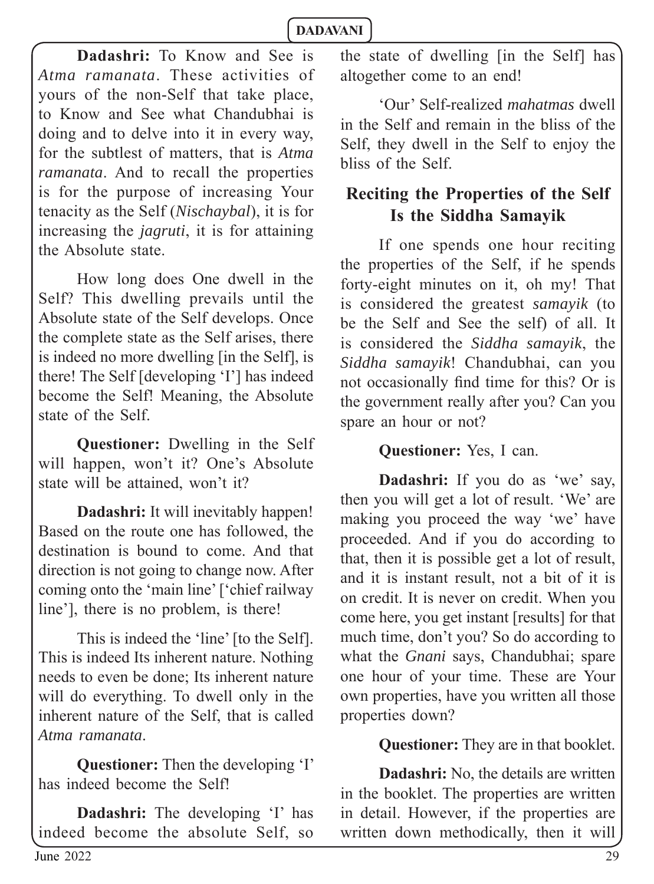**Dadashri:** To Know and See is *Atma ramanata*. These activities of yours of the non-Self that take place, to Know and See what Chandubhai is doing and to delve into it in every way, for the subtlest of matters, that is *Atma ramanata*. And to recall the properties is for the purpose of increasing Your tenacity as the Self (*Nischaybal*), it is for increasing the *jagruti*, it is for attaining the Absolute state.

How long does One dwell in the Self? This dwelling prevails until the Absolute state of the Self develops. Once the complete state as the Self arises, there is indeed no more dwelling [in the Self], is there! The Self [developing 'I'] has indeed become the Self! Meaning, the Absolute state of the Self.

**Questioner:** Dwelling in the Self will happen, won't it? One's Absolute state will be attained, won't it?

**Dadashri:** It will inevitably happen! Based on the route one has followed, the destination is bound to come. And that direction is not going to change now. After coming onto the 'main line' ['chief railway line'], there is no problem, is there!

This is indeed the 'line' [to the Self]. This is indeed Its inherent nature. Nothing needs to even be done; Its inherent nature will do everything. To dwell only in the inherent nature of the Self, that is called *Atma ramanata*.

**Questioner:** Then the developing 'I' has indeed become the Self!

**Dadashri:** The developing 'I' has indeed become the absolute Self, so the state of dwelling [in the Self] has altogether come to an end!

'Our' Self-realized *mahatmas* dwell in the Self and remain in the bliss of the Self, they dwell in the Self to enjoy the bliss of the Self.

## Reciting the Properties of the Self Is the Siddha Samayik

If one spends one hour reciting the properties of the Self, if he spends forty-eight minutes on it, oh my! That is considered the greatest *samayik* (to be the Self and See the self) of all. It is considered the *Siddha samayik*, the *Siddha samayik*! Chandubhai, can you not occasionally find time for this? Or is the government really after you? Can you spare an hour or not?

**Questioner:** Yes, I can.

**Dadashri:** If you do as 'we' say, then you will get a lot of result. 'We' are making you proceed the way 'we' have proceeded. And if you do according to that, then it is possible get a lot of result, and it is instant result, not a bit of it is on credit. It is never on credit. When you come here, you get instant [results] for that much time, don't you? So do according to what the *Gnani* says, Chandubhai; spare one hour of your time. These are Your own properties, have you written all those properties down?

**Questioner:** They are in that booklet.

**Dadashri:** No, the details are written in the booklet. The properties are written in detail. However, if the properties are written down methodically, then it will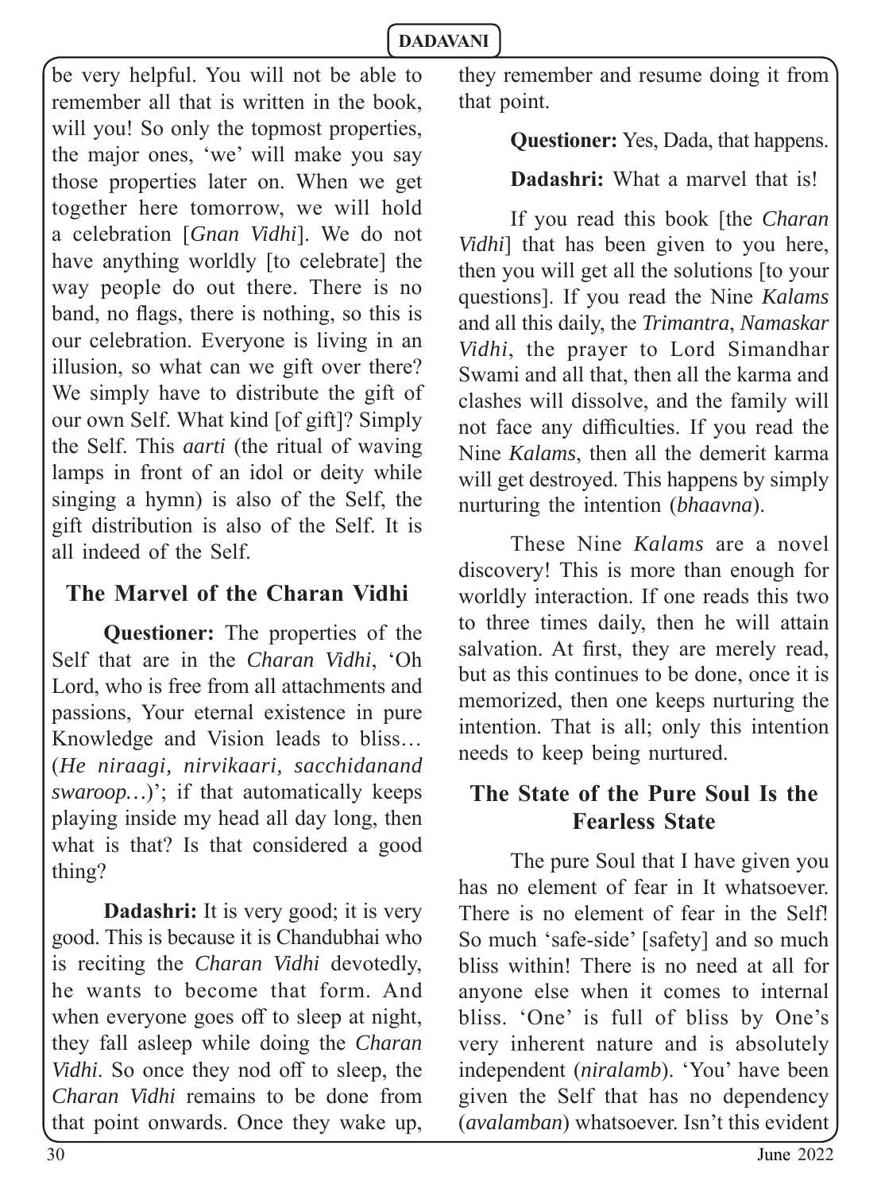be very helpful. You will not be able to remember all that is written in the book, will you! So only the topmost properties, the major ones, 'we' will make you say those properties later on. When we get together here tomorrow, we will hold a celebration [*Gnan Vidhi*]. We do not have anything worldly [to celebrate] the way people do out there. There is no band, no flags, there is nothing, so this is our celebration. Everyone is living in an illusion, so what can we gift over there? We simply have to distribute the gift of our own Self. What kind [of gift]? Simply the Self. This *aarti* (the ritual of waving lamps in front of an idol or deity while singing a hymn) is also of the Self, the gift distribution is also of the Self. It is all indeed of the Self.

## The Marvel of the Charan Vidhi

**Questioner:** The properties of the Self that are in the *Charan Vidhi*, 'Oh Lord, who is free from all attachments and passions, Your eternal existence in pure Knowledge and Vision leads to bliss… (***He niraagi, nirvikaari, sacchidanand swaroop…***)'; if that automatically keeps playing inside my head all day long, then what is that? Is that considered a good thing?

**Dadashri:** It is very good; it is very good. This is because it is Chandubhai who is reciting the *Charan Vidhi* devotedly, he wants to become that form. And when everyone goes off to sleep at night, they fall asleep while doing the *Charan Vidhi*. So once they nod off to sleep, the *Charan Vidhi* remains to be done from that point onwards. Once they wake up, they remember and resume doing it from that point.

**Questioner:** Yes, Dada, that happens.

**Dadashri:** What a marvel that is!

If you read this book [the *Charan Vidhi*] that has been given to you here, then you will get all the solutions [to your questions]. If you read the Nine *Kalams* and all this daily, the *Trimantra*, *Namaskar Vidhi*, the prayer to Lord Simandhar Swami and all that, then all the karma and clashes will dissolve, and the family will not face any difficulties. If you read the Nine *Kalams*, then all the demerit karma will get destroyed. This happens by simply nurturing the intention (*bhaavna*).

These Nine *Kalams* are a novel discovery! This is more than enough for worldly interaction. If one reads this two to three times daily, then he will attain salvation. At first, they are merely read, but as this continues to be done, once it is memorized, then one keeps nurturing the intention. That is all; only this intention needs to keep being nurtured.

## The State of the Pure Soul Is the Fearless State

The pure Soul that I have given you has no element of fear in It whatsoever. There is no element of fear in the Self! So much 'safe-side' [safety] and so much bliss within! There is no need at all for anyone else when it comes to internal bliss. 'One' is full of bliss by One's very inherent nature and is absolutely independent (*niralamb*). 'You' have been given the Self that has no dependency (*avalamban*) whatsoever. Isn't this evident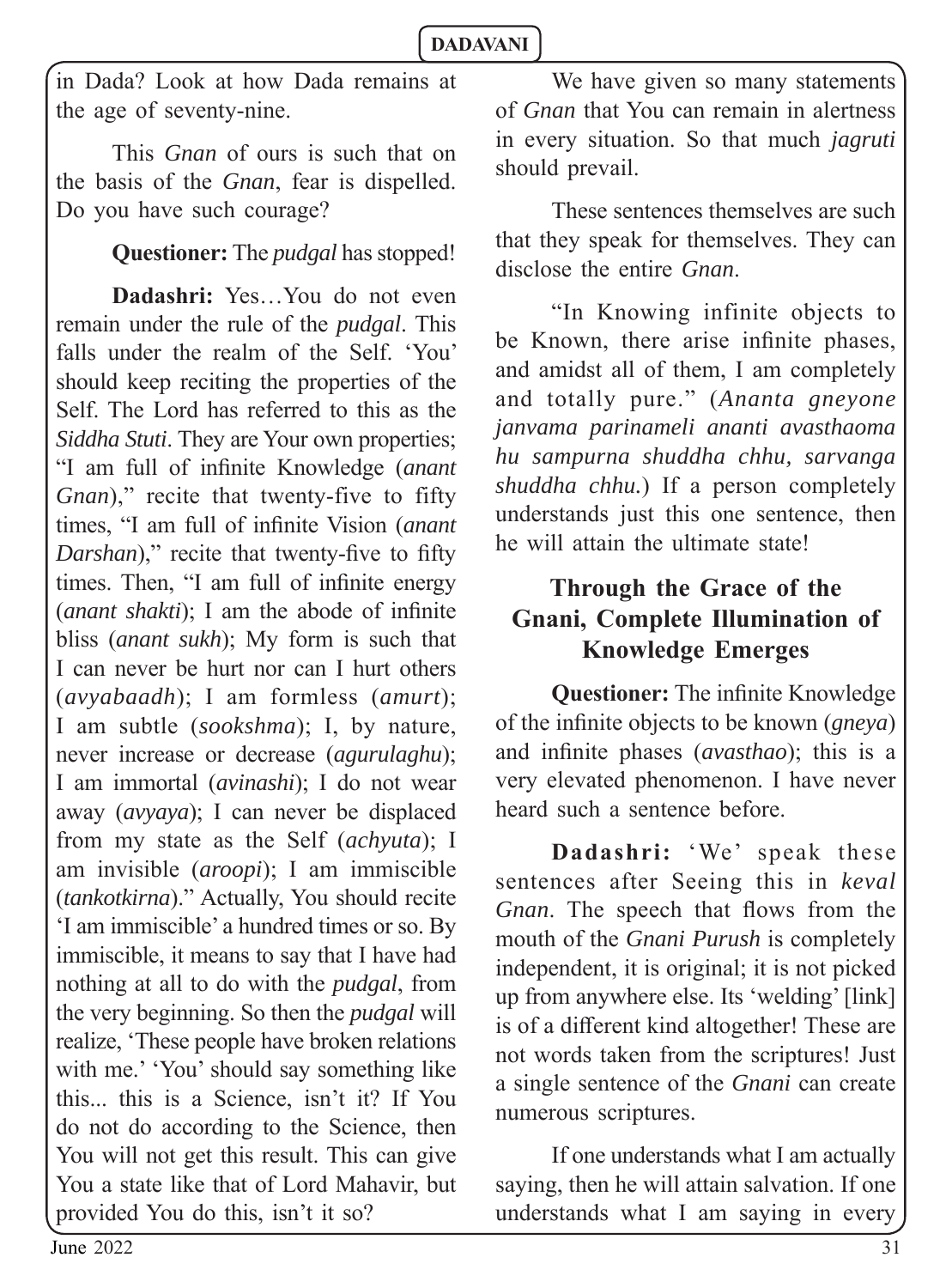in Dada? Look at how Dada remains at the age of seventy-nine.

This *Gnan* of ours is such that on the basis of the *Gnan*, fear is dispelled. Do you have such courage?

**Questioner:** The *pudgal* has stopped!

**Dadashri:** Yes…You do not even remain under the rule of the *pudgal*. This falls under the realm of the Self. 'You' should keep reciting the properties of the Self. The Lord has referred to this as the *Siddha Stuti*. They are Your own properties; "I am full of infinite Knowledge (*anant Gnan*)," recite that twenty-five to fifty times, "I am full of infinite Vision (*anant Darshan*)," recite that twenty-five to fifty times. Then, "I am full of infinite energy (*anant shakti*); I am the abode of infinite bliss (*anant sukh*); My form is such that I can never be hurt nor can I hurt others (*avyabaadh*); I am formless (*amurt*); I am subtle (*sookshma*); I, by nature, never increase or decrease (*agurulaghu*); I am immortal (*avinashi*); I do not wear away (*avyaya*); I can never be displaced from my state as the Self (*achyuta*); I am invisible (*aroopi*); I am immiscible (*tankotkirna*)." Actually, You should recite 'I am immiscible' a hundred times or so. By immiscible, it means to say that I have had nothing at all to do with the *pudgal*, from the very beginning. So then the *pudgal* will realize, 'These people have broken relations with me.' 'You' should say something like this... this is a Science, isn't it? If You do not do according to the Science, then You will not get this result. This can give You a state like that of Lord Mahavir, but provided You do this, isn't it so?

We have given so many statements of *Gnan* that You can remain in alertness in every situation. So that much *jagruti* should prevail.

These sentences themselves are such that they speak for themselves. They can disclose the entire *Gnan*.

"In Knowing infinite objects to be Known, there arise infinite phases, and amidst all of them, I am completely and totally pure." (*Ananta gneyone janvama parinameli ananti avasthaoma hu sampurna shuddha chhu, sarvanga shuddha chhu.*) If a person completely understands just this one sentence, then he will attain the ultimate state!

## Through the Grace of the Gnani, Complete Illumination of Knowledge Emerges

**Questioner:** The infinite Knowledge of the infinite objects to be known (*gneya*) and infinite phases (*avasthao*); this is a very elevated phenomenon. I have never heard such a sentence before.

**Dadashri:** 'We' speak these sentences after Seeing this in *keval Gnan*. The speech that flows from the mouth of the *Gnani Purush* is completely independent, it is original; it is not picked up from anywhere else. Its 'welding' [link] is of a different kind altogether! These are not words taken from the scriptures! Just a single sentence of the *Gnani* can create numerous scriptures.

If one understands what I am actually saying, then he will attain salvation. If one understands what I am saying in every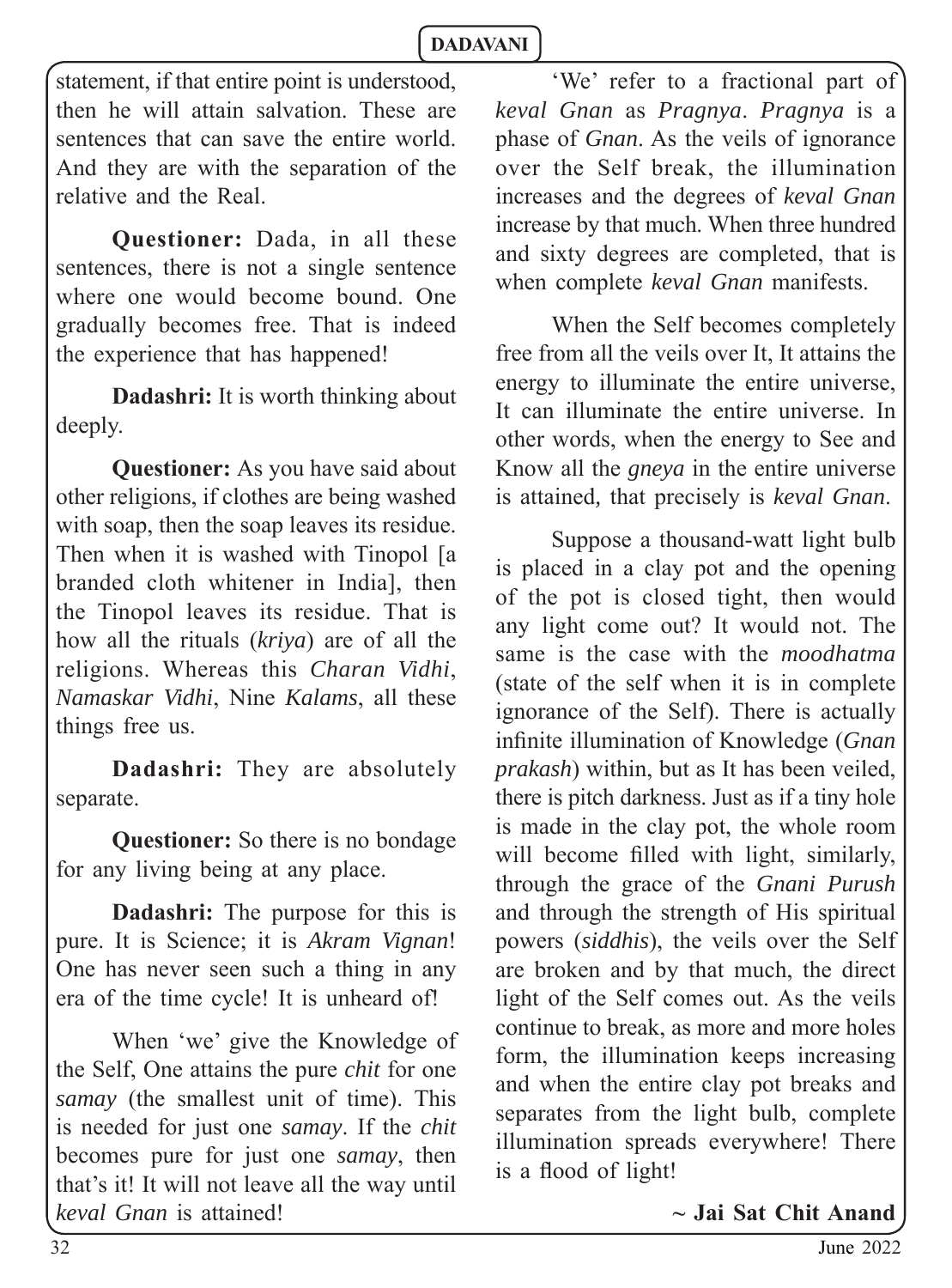statement, if that entire point is understood, then he will attain salvation. These are sentences that can save the entire world. And they are with the separation of the relative and the Real.

**Questioner:** Dada, in all these sentences, there is not a single sentence where one would become bound. One gradually becomes free. That is indeed the experience that has happened!

**Dadashri:** It is worth thinking about deeply.

**Questioner:** As you have said about other religions, if clothes are being washed with soap, then the soap leaves its residue. Then when it is washed with Tinopol [a branded cloth whitener in India], then the Tinopol leaves its residue. That is how all the rituals (*kriya*) are of all the religions. Whereas this *Charan Vidhi*, *Namaskar Vidhi*, Nine *Kalams*, all these things free us.

**Dadashri:** They are absolutely separate.

**Questioner:** So there is no bondage for any living being at any place.

**Dadashri:** The purpose for this is pure. It is Science; it is *Akram Vignan*! One has never seen such a thing in any era of the time cycle! It is unheard of!

When 'we' give the Knowledge of the Self, One attains the pure *chit* for one *samay* (the smallest unit of time). This is needed for just one *samay*. If the *chit* becomes pure for just one *samay*, then that's it! It will not leave all the way until *keval Gnan* is attained!

'We' refer to a fractional part of *keval Gnan* as *Pragnya*. *Pragnya* is a phase of *Gnan*. As the veils of ignorance over the Self break, the illumination increases and the degrees of *keval Gnan* increase by that much. When three hundred and sixty degrees are completed, that is when complete *keval Gnan* manifests.

When the Self becomes completely free from all the veils over It, It attains the energy to illuminate the entire universe, It can illuminate the entire universe. In other words, when the energy to See and Know all the *gneya* in the entire universe is attained, that precisely is *keval Gnan*.

Suppose a thousand-watt light bulb is placed in a clay pot and the opening of the pot is closed tight, then would any light come out? It would not. The same is the case with the *moodhatma* (state of the self when it is in complete ignorance of the Self). There is actually infinite illumination of Knowledge (*Gnan prakash*) within, but as It has been veiled, there is pitch darkness. Just as if a tiny hole is made in the clay pot, the whole room will become filled with light, similarly, through the grace of the *Gnani Purush* and through the strength of His spiritual powers (*siddhis*), the veils over the Self are broken and by that much, the direct light of the Self comes out. As the veils continue to break, as more and more holes form, the illumination keeps increasing and when the entire clay pot breaks and separates from the light bulb, complete illumination spreads everywhere! There is a flood of light!

**~ Jai Sat Chit Anand**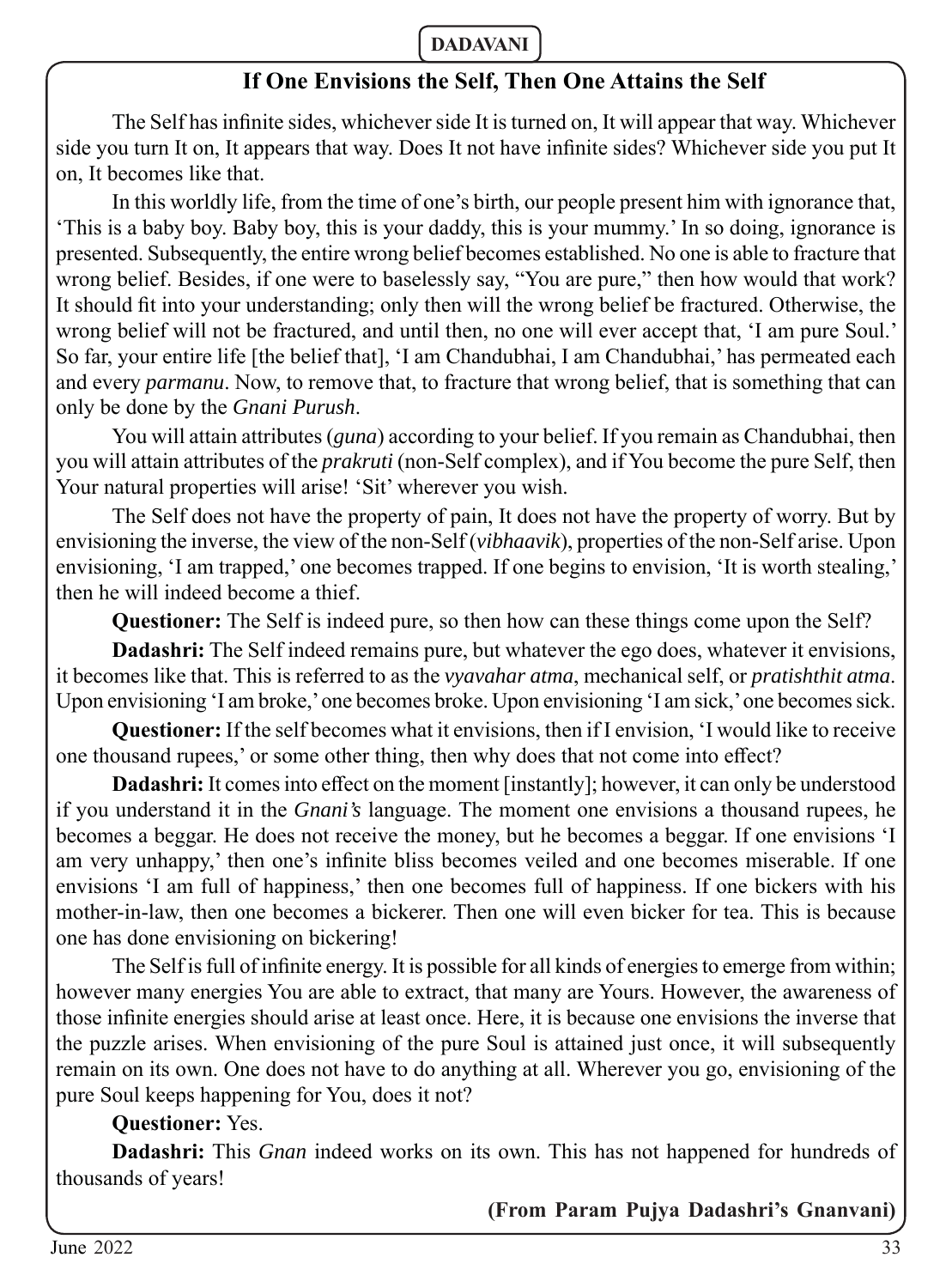## If One Envisions the Self, Then One Attains the Self

The Self has infinite sides, whichever side It is turned on, It will appear that way. Whichever side you turn It on, It appears that way. Does It not have infinite sides? Whichever side you put It on, It becomes like that.

In this worldly life, from the time of one's birth, our people present him with ignorance that, 'This is a baby boy. Baby boy, this is your daddy, this is your mummy.' In so doing, ignorance is presented. Subsequently, the entire wrong belief becomes established. No one is able to fracture that wrong belief. Besides, if one were to baselessly say, "You are pure," then how would that work? It should fit into your understanding; only then will the wrong belief be fractured. Otherwise, the wrong belief will not be fractured, and until then, no one will ever accept that, 'I am pure Soul.' So far, your entire life [the belief that], 'I am Chandubhai, I am Chandubhai,' has permeated each and every *parmanu*. Now, to remove that, to fracture that wrong belief, that is something that can only be done by the *Gnani Purush*.

You will attain attributes (*guna*) according to your belief. If you remain as Chandubhai, then you will attain attributes of the *prakruti* (non-Self complex), and if You become the pure Self, then Your natural properties will arise! 'Sit' wherever you wish.

The Self does not have the property of pain, It does not have the property of worry. But by envisioning the inverse, the view of the non-Self (*vibhaavik*), properties of the non-Self arise. Upon envisioning, 'I am trapped,' one becomes trapped. If one begins to envision, 'It is worth stealing,' then he will indeed become a thief.

**Questioner:** The Self is indeed pure, so then how can these things come upon the Self?

**Dadashri:** The Self indeed remains pure, but whatever the ego does, whatever it envisions, it becomes like that. This is referred to as the *vyavahar atma*, mechanical self, or *pratishthit atma*. Upon envisioning 'I am broke,' one becomes broke. Upon envisioning 'I am sick,' one becomes sick.

**Questioner:** If the self becomes what it envisions, then if I envision, 'I would like to receive one thousand rupees,' or some other thing, then why does that not come into effect?

**Dadashri:** It comes into effect on the moment [instantly]; however, it can only be understood if you understand it in the *Gnani's* language. The moment one envisions a thousand rupees, he becomes a beggar. He does not receive the money, but he becomes a beggar. If one envisions 'I am very unhappy,' then one's infinite bliss becomes veiled and one becomes miserable. If one envisions 'I am full of happiness,' then one becomes full of happiness. If one bickers with his mother-in-law, then one becomes a bickerer. Then one will even bicker for tea. This is because one has done envisioning on bickering!

The Self is full of infinite energy. It is possible for all kinds of energies to emerge from within; however many energies You are able to extract, that many are Yours. However, the awareness of those infinite energies should arise at least once. Here, it is because one envisions the inverse that the puzzle arises. When envisioning of the pure Soul is attained just once, it will subsequently remain on its own. One does not have to do anything at all. Wherever you go, envisioning of the pure Soul keeps happening for You, does it not?

**Questioner:** Yes.

**Dadashri:** This *Gnan* indeed works on its own. This has not happened for hundreds of thousands of years!

**(From Param Pujya Dadashri's Gnanvani)**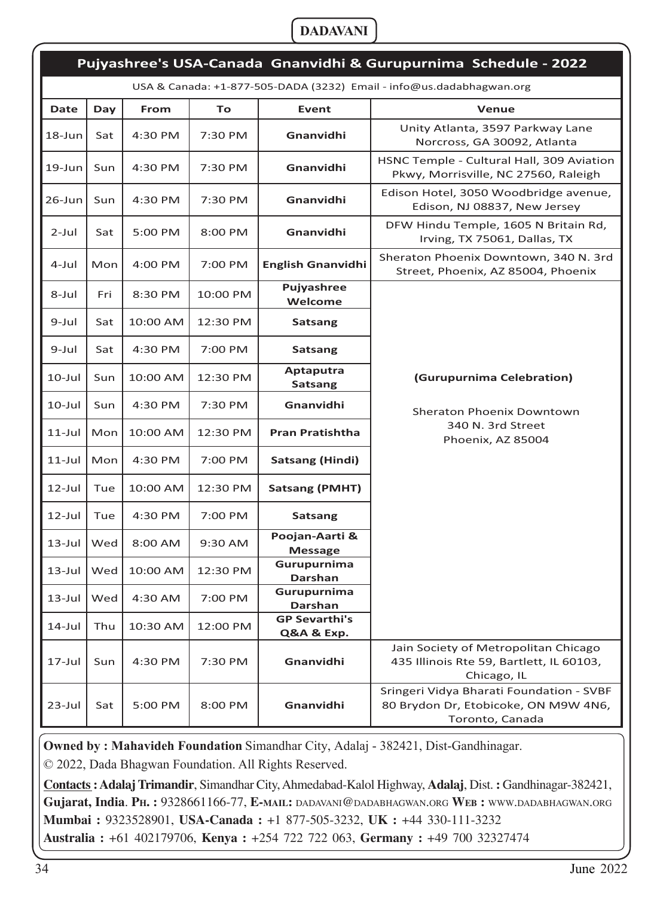## Pujyashree's USA-Canada Gnanvidhi & Gurupurnima Schedule - 2022

USA & Canada: +1-877-505-DADA (3232) Email - info@us.dadabhagwan.org

| Date | Day | From | To | Event | Venue |
|---|---|---|---|---|---|
| 18-Jun | Sat | 4:30 PM | 7:30 PM | **Gnanvidhi** | Unity Atlanta, 3597 Parkway Lane Norcross, GA 30092, Atlanta |
| 19-Jun | Sun | 4:30 PM | 7:30 PM | **Gnanvidhi** | HSNC Temple - Cultural Hall, 309 Aviation Pkwy, Morrisville, NC 27560, Raleigh |
| 26-Jun | Sun | 4:30 PM | 7:30 PM | **Gnanvidhi** | Edison Hotel, 3050 Woodbridge avenue, Edison, NJ 08837, New Jersey |
| 2-Jul | Sat | 5:00 PM | 8:00 PM | **Gnanvidhi** | DFW Hindu Temple, 1605 N Britain Rd, Irving, TX 75061, Dallas, TX |
| 4-Jul | Mon | 4:00 PM | 7:00 PM | **English Gnanvidhi** | Sheraton Phoenix Downtown, 340 N. 3rd Street, Phoenix, AZ 85004, Phoenix |
| 8-Jul | Fri | 8:30 PM | 10:00 PM | **Pujyashree Welcome** | **(Gurupurnima Celebration)** Sheraton Phoenix Downtown 340 N. 3rd Street Phoenix, AZ 85004 |
| 9-Jul | Sat | 10:00 AM | 12:30 PM | **Satsang** | |
| 9-Jul | Sat | 4:30 PM | 7:00 PM | **Satsang** | |
| 10-Jul | Sun | 10:00 AM | 12:30 PM | **Aptaputra Satsang** | |
| 10-Jul | Sun | 4:30 PM | 7:30 PM | **Gnanvidhi** | |
| 11-Jul | Mon | 10:00 AM | 12:30 PM | **Pran Pratishtha** | |
| 11-Jul | Mon | 4:30 PM | 7:00 PM | **Satsang (Hindi)** | |
| 12-Jul | Tue | 10:00 AM | 12:30 PM | **Satsang (PMHT)** | |
| 12-Jul | Tue | 4:30 PM | 7:00 PM | **Satsang** | |
| 13-Jul | Wed | 8:00 AM | 9:30 AM | **Poojan-Aarti & Message** | |
| 13-Jul | Wed | 10:00 AM | 12:30 PM | **Gurupurnima Darshan** | |
| 13-Jul | Wed | 4:30 AM | 7:00 PM | **Gurupurnima Darshan** | |
| 14-Jul | Thu | 10:30 AM | 12:00 PM | **GP Sevarthi's Q&A & Exp.** | |
| 17-Jul | Sun | 4:30 PM | 7:30 PM | **Gnanvidhi** | Jain Society of Metropolitan Chicago 435 Illinois Rte 59, Bartlett, IL 60103, Chicago, IL |
| 23-Jul | Sat | 5:00 PM | 8:00 PM | **Gnanvidhi** | Sringeri Vidya Bharati Foundation - SVBF 80 Brydon Dr, Etobicoke, ON M9W 4N6, Toronto, Canada |

**Owned by : Mahavideh Foundation** Simandhar City, Adalaj - 382421, Dist-Gandhinagar.

© 2022, Dada Bhagwan Foundation. All Rights Reserved.

**Contacts : Adalaj Trimandir**, Simandhar City, Ahmedabad-Kalol Highway, **Adalaj**, Dist. **:** Gandhinagar-382421, **Gujarat, India**. **Ph. :** 9328661166-77, **E-mail:** dadavani@dadabhagwan.org **Web :** www.dadabhagwan.org

**Mumbai :** 9323528901, **USA-Canada :** +1 877-505-3232, **UK :** +44 330-111-3232

**Australia :** +61 402179706, **Kenya :** +254 722 722 063, **Germany :** +49 700 32327474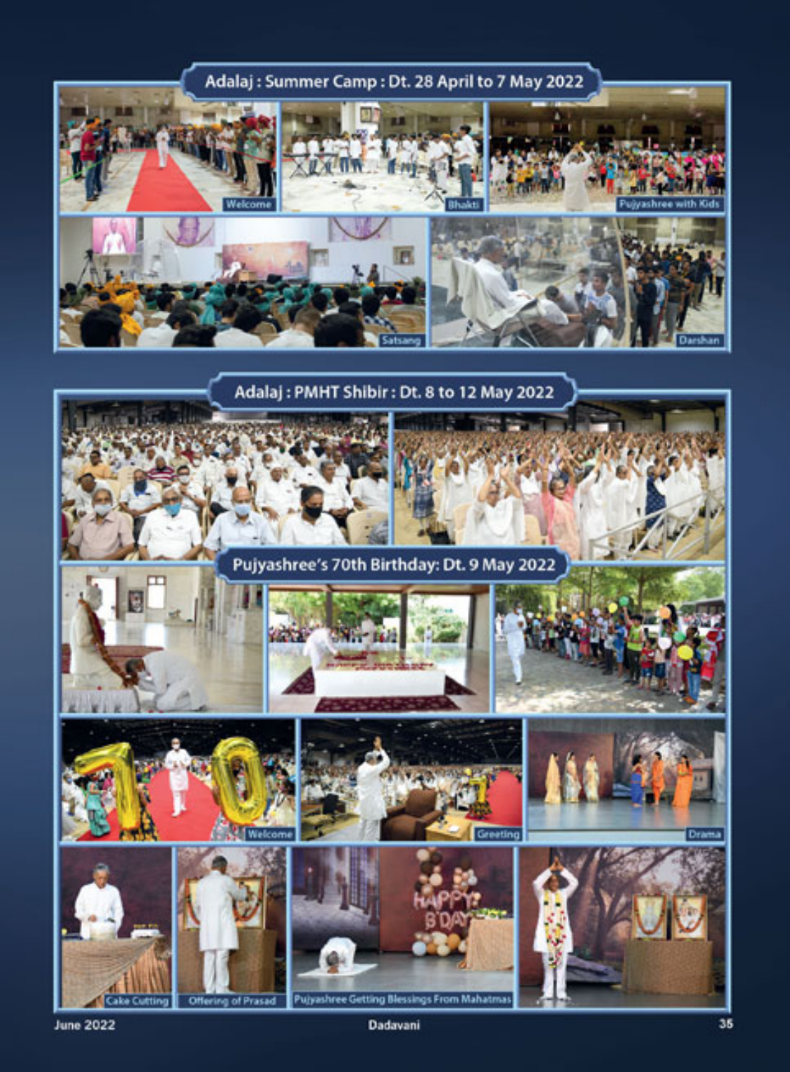## Adalaj : Summer Camp : Dt. 28 April to 7 May 2022

Welcome

Bhakti

Pujyashree with Kids

Satsang

Darshan

## Adalaj : PMHT Shibir : Dt. 8 to 12 May 2022

## Pujyashree's 70th Birthday: Dt. 9 May 2022

Welcome

Greeting

Drama

Cake Cutting

Offering of Prasad

Pujyashree Getting Blessings From Mahatmas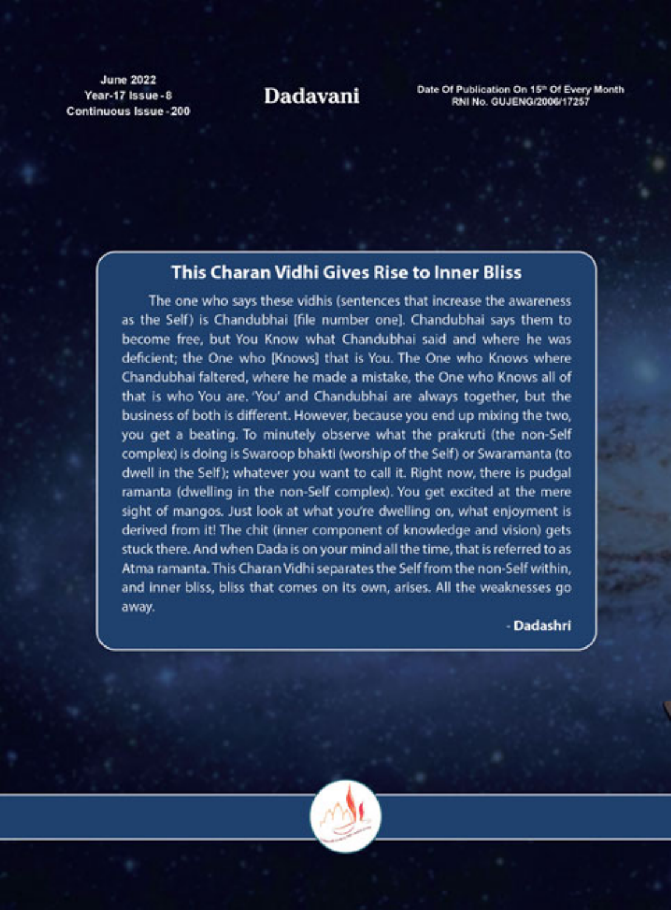June 2022
Year-17 Issue - 8
Continuous Issue - 200

# Dadavani

Date Of Publication On 15th Of Every Month
RNI No. GUJENG/2006/17257

## This Charan Vidhi Gives Rise to Inner Bliss

The one who says these vidhis (sentences that increase the awareness as the Self) is Chandubhai [file number one]. Chandubhai says them to become free, but You Know what Chandubhai said and where he was deficient; the One who [Knows] that is You. The One who Knows where Chandubhai faltered, where he made a mistake, the One who Knows all of that is who You are. 'You' and Chandubhai are always together, but the business of both is different. However, because you end up mixing the two, you get a beating. To minutely observe what the prakruti (the non-Self complex) is doing is Swaroop bhakti (worship of the Self) or Swaramanta (to dwell in the Self); whatever you want to call it. Right now, there is pudgal ramanta (dwelling in the non-Self complex). You get excited at the mere sight of mangos. Just look at what you're dwelling on, what enjoyment is derived from it! The chit (inner component of knowledge and vision) gets stuck there. And when Dada is on your mind all the time, that is referred to as Atma ramanta. This Charan Vidhi separates the Self from the non-Self within, and inner bliss, bliss that comes on its own, arises. All the weaknesses go away.

**- Dadashri**